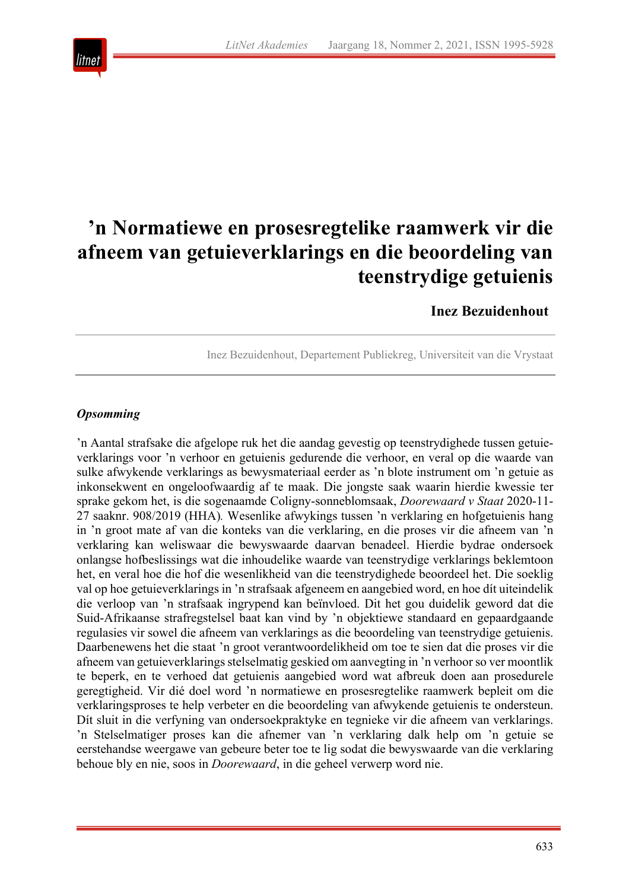# ’n Normatiewe en prosesregtelike raamwerk vir die afneem van getuieverklarings en die beoordeling van teenstrydige getuienis

**Inez Bezuidenhout**

Inez Bezuidenhout, Departement Publiekreg, Universiteit van die Vrystaat

### *Opsomming*

’n Aantal strafsake die afgelope ruk het die aandag gevestig op teenstrydighede tussen getuieverklarings voor ’n verhoor en getuienis gedurende die verhoor, en veral op die waarde van sulke afwykende verklarings as bewysmateriaal eerder as ’n blote instrument om ’n getuie as inkonsekwent en ongeloofwaardig af te maak. Die jongste saak waarin hierdie kwessie ter sprake gekom het, is die sogenaamde Coligny-sonneblomsaak, *Doorewaard v Staat* 2020-11-27 saaknr. 908/2019 (HHA). Wesenlike afwykings tussen ’n verklaring en hofgetuienis hang in ’n groot mate af van die konteks van die verklaring, en die proses vir die afneem van ’n verklaring kan weliswaar die bewyswaarde daarvan benadeel. Hierdie bydrae ondersoek onlangse hofbeslissings wat die inhoudelike waarde van teenstrydige verklarings beklemtoon het, en veral hoe die hof die wesenlikheid van die teenstrydighede beoordeel het. Die soeklig val op hoe getuieverklarings in ’n strafsaak afgeneem en aangebied word, en hoe dít uiteindelik die verloop van ’n strafsaak ingrypend kan beïnvloed. Dit het gou duidelik geword dat die Suid-Afrikaanse strafregstelsel baat kan vind by ’n objektiewe standaard en gepaardgaande regulasies vir sowel die afneem van verklarings as die beoordeling van teenstrydige getuienis. Daarbenewens het die staat ’n groot verantwoordelikheid om toe te sien dat die proses vir die afneem van getuieverklarings stelselmatig geskied om aanvegting in ’n verhoor so ver moontlik te beperk, en te verhoed dat getuienis aangebied word wat afbreuk doen aan prosedurele geregtigheid. Vir dié doel word ’n normatiewe en prosesregtelike raamwerk bepleit om die verklaringsproses te help verbeter en die beoordeling van afwykende getuienis te ondersteun. Dít sluit in die verfyning van ondersoekpraktyke en tegnieke vir die afneem van verklarings. ’n Stelselmatiger proses kan die afnemer van ’n verklaring dalk help om ’n getuie se eerstehandse weergawe van gebeure beter toe te lig sodat die bewyswaarde van die verklaring behoue bly en nie, soos in *Doorewaard*, in die geheel verwerp word nie.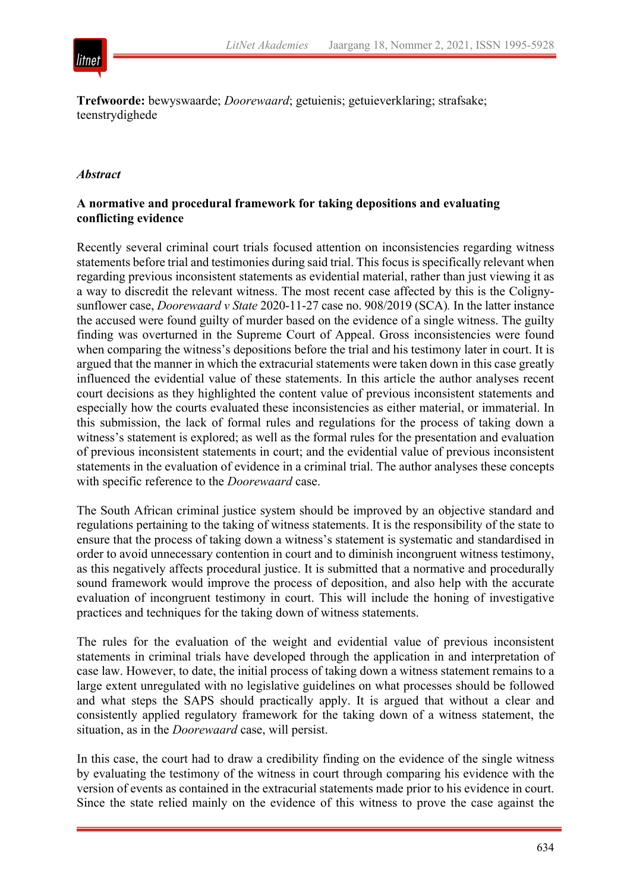**Trefwoorde:** bewyswaarde; *Doorewaard*; getuienis; getuieverklaring; strafsake; teenstrydighede

### *Abstract*

**A normative and procedural framework for taking depositions and evaluating conflicting evidence**

Recently several criminal court trials focused attention on inconsistencies regarding witness statements before trial and testimonies during said trial. This focus is specifically relevant when regarding previous inconsistent statements as evidential material, rather than just viewing it as a way to discredit the relevant witness. The most recent case affected by this is the Coligny-sunflower case, *Doorewaard v State* 2020-11-27 case no. 908/2019 (SCA)*.* In the latter instance the accused were found guilty of murder based on the evidence of a single witness. The guilty finding was overturned in the Supreme Court of Appeal. Gross inconsistencies were found when comparing the witness's depositions before the trial and his testimony later in court. It is argued that the manner in which the extracurial statements were taken down in this case greatly influenced the evidential value of these statements. In this article the author analyses recent court decisions as they highlighted the content value of previous inconsistent statements and especially how the courts evaluated these inconsistencies as either material, or immaterial. In this submission, the lack of formal rules and regulations for the process of taking down a witness's statement is explored; as well as the formal rules for the presentation and evaluation of previous inconsistent statements in court; and the evidential value of previous inconsistent statements in the evaluation of evidence in a criminal trial. The author analyses these concepts with specific reference to the *Doorewaard* case.

The South African criminal justice system should be improved by an objective standard and regulations pertaining to the taking of witness statements. It is the responsibility of the state to ensure that the process of taking down a witness's statement is systematic and standardised in order to avoid unnecessary contention in court and to diminish incongruent witness testimony, as this negatively affects procedural justice. It is submitted that a normative and procedurally sound framework would improve the process of deposition, and also help with the accurate evaluation of incongruent testimony in court. This will include the honing of investigative practices and techniques for the taking down of witness statements.

The rules for the evaluation of the weight and evidential value of previous inconsistent statements in criminal trials have developed through the application in and interpretation of case law. However, to date, the initial process of taking down a witness statement remains to a large extent unregulated with no legislative guidelines on what processes should be followed and what steps the SAPS should practically apply. It is argued that without a clear and consistently applied regulatory framework for the taking down of a witness statement, the situation, as in the *Doorewaard* case, will persist.

In this case, the court had to draw a credibility finding on the evidence of the single witness by evaluating the testimony of the witness in court through comparing his evidence with the version of events as contained in the extracurial statements made prior to his evidence in court. Since the state relied mainly on the evidence of this witness to prove the case against the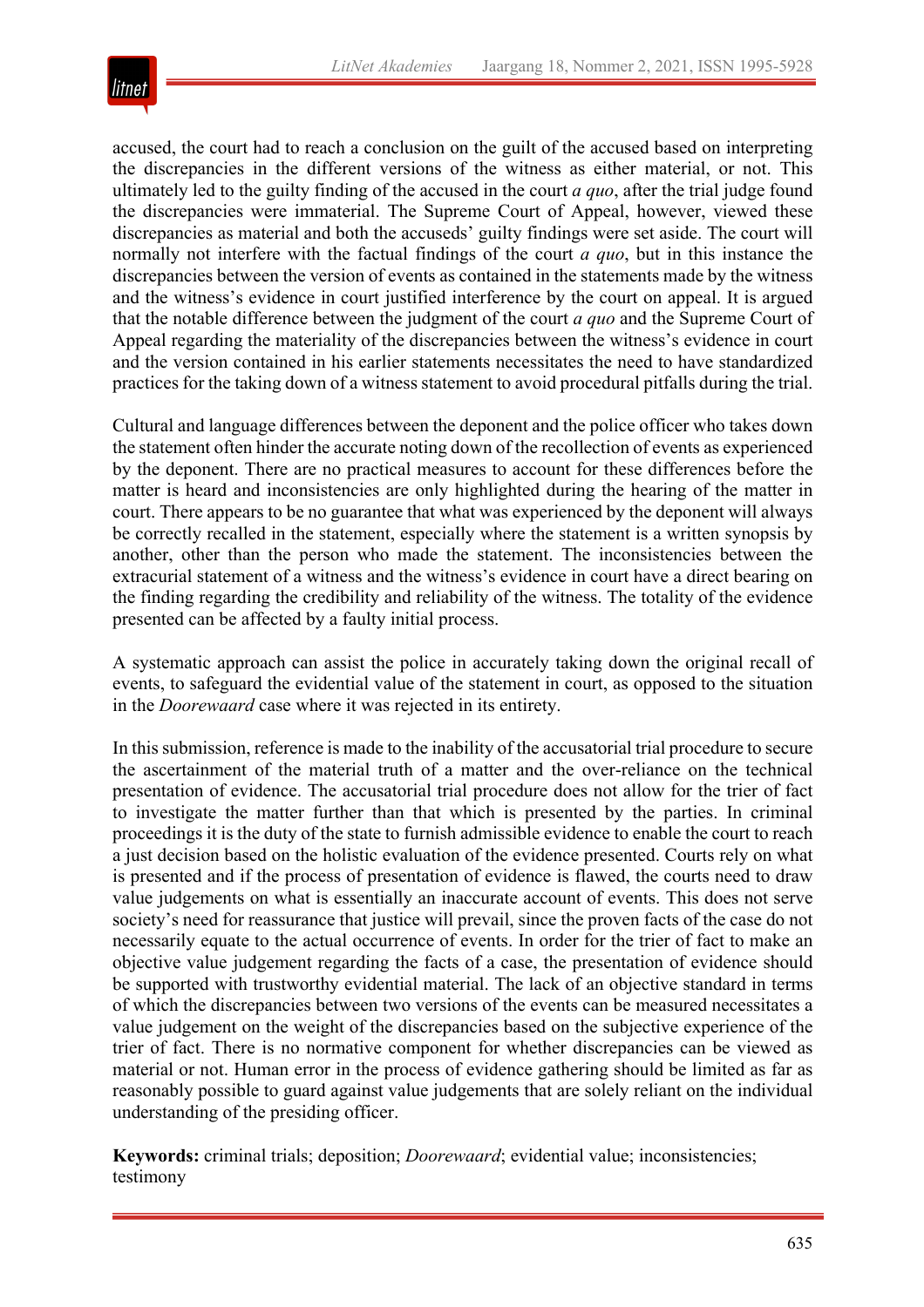accused, the court had to reach a conclusion on the guilt of the accused based on interpreting the discrepancies in the different versions of the witness as either material, or not. This ultimately led to the guilty finding of the accused in the court *a quo*, after the trial judge found the discrepancies were immaterial. The Supreme Court of Appeal, however, viewed these discrepancies as material and both the accuseds' guilty findings were set aside. The court will normally not interfere with the factual findings of the court *a quo*, but in this instance the discrepancies between the version of events as contained in the statements made by the witness and the witness's evidence in court justified interference by the court on appeal. It is argued that the notable difference between the judgment of the court *a quo* and the Supreme Court of Appeal regarding the materiality of the discrepancies between the witness's evidence in court and the version contained in his earlier statements necessitates the need to have standardized practices for the taking down of a witness statement to avoid procedural pitfalls during the trial.

Cultural and language differences between the deponent and the police officer who takes down the statement often hinder the accurate noting down of the recollection of events as experienced by the deponent. There are no practical measures to account for these differences before the matter is heard and inconsistencies are only highlighted during the hearing of the matter in court. There appears to be no guarantee that what was experienced by the deponent will always be correctly recalled in the statement, especially where the statement is a written synopsis by another, other than the person who made the statement. The inconsistencies between the extracurial statement of a witness and the witness's evidence in court have a direct bearing on the finding regarding the credibility and reliability of the witness. The totality of the evidence presented can be affected by a faulty initial process.

A systematic approach can assist the police in accurately taking down the original recall of events, to safeguard the evidential value of the statement in court, as opposed to the situation in the *Doorewaard* case where it was rejected in its entirety.

In this submission, reference is made to the inability of the accusatorial trial procedure to secure the ascertainment of the material truth of a matter and the over-reliance on the technical presentation of evidence. The accusatorial trial procedure does not allow for the trier of fact to investigate the matter further than that which is presented by the parties. In criminal proceedings it is the duty of the state to furnish admissible evidence to enable the court to reach a just decision based on the holistic evaluation of the evidence presented. Courts rely on what is presented and if the process of presentation of evidence is flawed, the courts need to draw value judgements on what is essentially an inaccurate account of events. This does not serve society's need for reassurance that justice will prevail, since the proven facts of the case do not necessarily equate to the actual occurrence of events. In order for the trier of fact to make an objective value judgement regarding the facts of a case, the presentation of evidence should be supported with trustworthy evidential material. The lack of an objective standard in terms of which the discrepancies between two versions of the events can be measured necessitates a value judgement on the weight of the discrepancies based on the subjective experience of the trier of fact. There is no normative component for whether discrepancies can be viewed as material or not. Human error in the process of evidence gathering should be limited as far as reasonably possible to guard against value judgements that are solely reliant on the individual understanding of the presiding officer.

**Keywords:** criminal trials; deposition; *Doorewaard*; evidential value; inconsistencies; testimony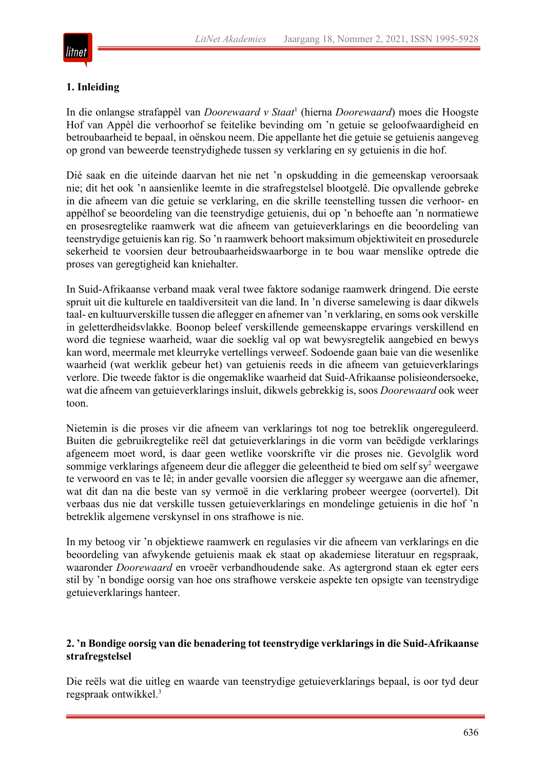## 1. Inleiding

In die onlangse strafappèl van *Doorewaard v Staat*[1] (hierna *Doorewaard*) moes die Hoogste Hof van Appèl die verhoorhof se feitelike bevinding om 'n getuie se geloofwaardigheid en betroubaarheid te bepaal, in oënskou neem. Die appellante het die getuie se getuienis aangeveg op grond van beweerde teenstrydighede tussen sy verklaring en sy getuienis in die hof.

Dié saak en die uiteinde daarvan het nie net 'n opskudding in die gemeenskap veroorsaak nie; dit het ook 'n aansienlike leemte in die strafregstelsel blootgelê. Die opvallende gebreke in die afneem van die getuie se verklaring, en die skrille teenstelling tussen die verhoor- en appèlhof se beoordeling van die teenstrydige getuienis, dui op 'n behoefte aan 'n normatiewe en prosesregtelike raamwerk wat die afneem van getuieverklarings en die beoordeling van teenstrydige getuienis kan rig. So 'n raamwerk behoort maksimum objektiwiteit en prosedurele sekerheid te voorsien deur betroubaarheidswaarborge in te bou waar menslike optrede die proses van geregtigheid kan kniehalter.

In Suid-Afrikaanse verband maak veral twee faktore sodanige raamwerk dringend. Die eerste spruit uit die kulturele en taaldiversiteit van die land. In 'n diverse samelewing is daar dikwels taal- en kultuurverskille tussen die aflegger en afnemer van 'n verklaring, en soms ook verskille in geletterdheidsvlakke. Boonop beleef verskillende gemeenskappe ervarings verskillend en word die tegniese waarheid, waar die soeklig val op wat bewysregtelik aangebied en bewys kan word, meermale met kleurryke vertellings verweef. Sodoende gaan baie van die wesenlike waarheid (wat werklik gebeur het) van getuienis reeds in die afneem van getuieverklarings verlore. Die tweede faktor is die ongemaklike waarheid dat Suid-Afrikaanse polisieondersoeke, wat die afneem van getuieverklarings insluit, dikwels gebrekkig is, soos *Doorewaard* ook weer toon.

Nietemin is die proses vir die afneem van verklarings tot nog toe betreklik ongereguleerd. Buiten die gebruikregtelike reël dat getuieverklarings in die vorm van beëdigde verklarings afgeneem moet word, is daar geen wetlike voorskrifte vir die proses nie. Gevolglik word sommige verklarings afgeneem deur die aflegger die geleentheid te bied om self sy[2] weergawe te verwoord en vas te lê; in ander gevalle voorsien die aflegger sy weergawe aan die afnemer, wat dit dan na die beste van sy vermoë in die verklaring probeer weergee (oorvertel). Dit verbaas dus nie dat verskille tussen getuieverklarings en mondelinge getuienis in die hof 'n betreklik algemene verskynsel in ons strafhowe is nie.

In my betoog vir 'n objektiewe raamwerk en regulasies vir die afneem van verklarings en die beoordeling van afwykende getuienis maak ek staat op akademiese literatuur en regspraak, waaronder *Doorewaard* en vroeër verbandhoudende sake. As agtergrond staan ek egter eers stil by 'n bondige oorsig van hoe ons strafhowe verskeie aspekte ten opsigte van teenstrydige getuieverklarings hanteer.

## 2. 'n Bondige oorsig van die benadering tot teenstrydige verklarings in die Suid-Afrikaanse strafregstelsel

Die reëls wat die uitleg en waarde van teenstrydige getuieverklarings bepaal, is oor tyd deur regspraak ontwikkel.[3]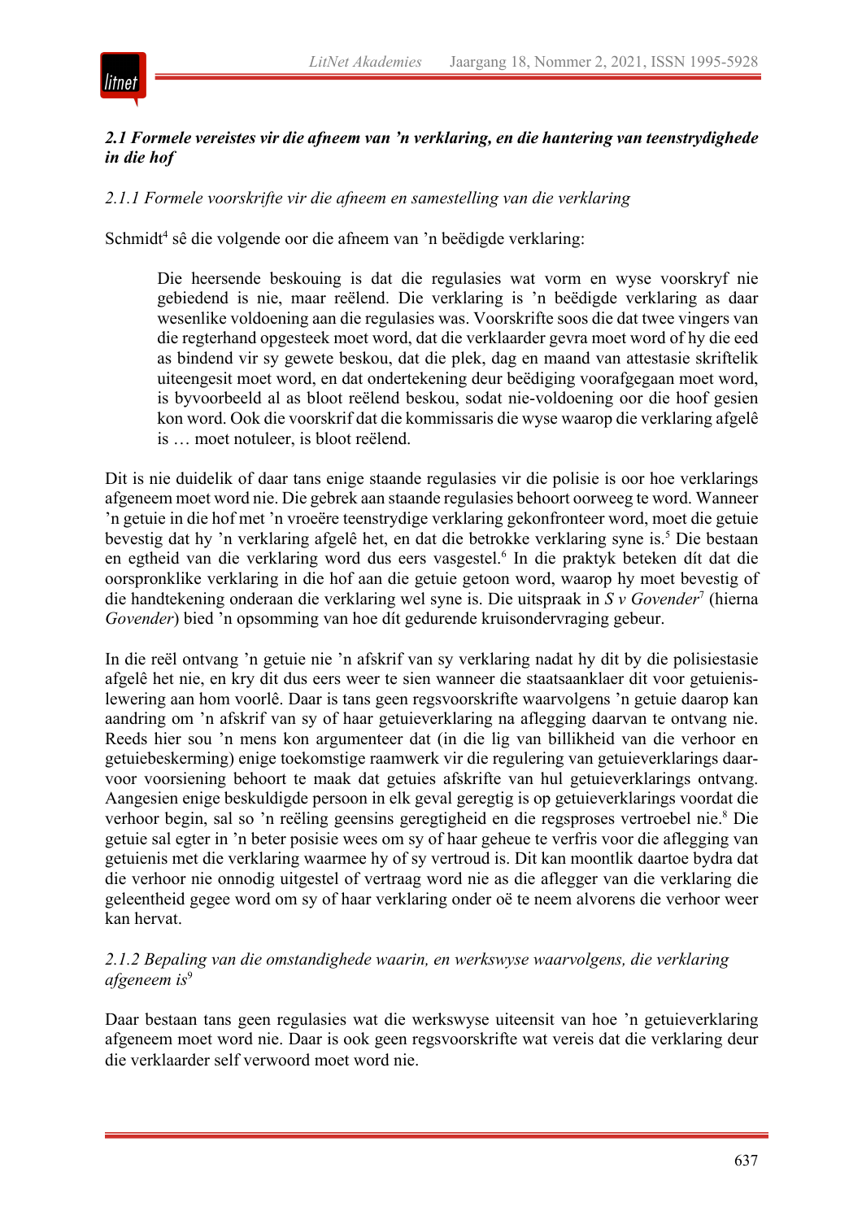### *2.1 Formele vereistes vir die afneem van 'n verklaring, en die hantering van teenstrydighede in die hof*

*2.1.1 Formele voorskrifte vir die afneem en samestelling van die verklaring*

Schmidt[4] sê die volgende oor die afneem van 'n beëdigde verklaring:

> Die heersende beskouing is dat die regulasies wat vorm en wyse voorskryf nie gebiedend is nie, maar reëlend. Die verklaring is 'n beëdigde verklaring as daar wesenlike voldoening aan die regulasies was. Voorskrifte soos die dat twee vingers van die regterhand opgesteek moet word, dat die verklaarder gevra moet word of hy die eed as bindend vir sy gewete beskou, dat die plek, dag en maand van attestasie skriftelik uiteengesit moet word, en dat ondertekening deur beëdiging voorafgegaan moet word, is byvoorbeeld al as bloot reëlend beskou, sodat nie-voldoening oor die hoof gesien kon word. Ook die voorskrif dat die kommissaris die wyse waarop die verklaring afgelê is … moet notuleer, is bloot reëlend.

Dit is nie duidelik of daar tans enige staande regulasies vir die polisie is oor hoe verklarings afgeneem moet word nie. Die gebrek aan staande regulasies behoort oorweeg te word. Wanneer 'n getuie in die hof met 'n vroeëre teenstrydige verklaring gekonfronteer word, moet die getuie bevestig dat hy 'n verklaring afgelê het, en dat die betrokke verklaring syne is.[5] Die bestaan en egtheid van die verklaring word dus eers vasgestel.[6] In die praktyk beteken dít dat die oorspronklike verklaring in die hof aan die getuie getoon word, waarop hy moet bevestig of die handtekening onderaan die verklaring wel syne is. Die uitspraak in *S v Govender*[7] (hierna *Govender*) bied 'n opsomming van hoe dít gedurende kruisondervraging gebeur.

In die reël ontvang 'n getuie nie 'n afskrif van sy verklaring nadat hy dit by die polisiestasie afgelê het nie, en kry dit dus eers weer te sien wanneer die staatsaanklaer dit voor getuienislewering aan hom voorlê. Daar is tans geen regsvoorskrifte waarvolgens 'n getuie daarop kan aandring om 'n afskrif van sy of haar getuieverklaring na aflegging daarvan te ontvang nie. Reeds hier sou 'n mens kon argumenteer dat (in die lig van billikheid van die verhoor en getuiebeskerming) enige toekomstige raamwerk vir die regulering van getuieverklarings daarvoor voorsiening behoort te maak dat getuies afskrifte van hul getuieverklarings ontvang. Aangesien enige beskuldigde persoon in elk geval geregtig is op getuieverklarings voordat die verhoor begin, sal so 'n reëling geensins geregtigheid en die regsproses vertroebel nie.[8] Die getuie sal egter in 'n beter posisie wees om sy of haar geheue te verfris voor die aflegging van getuienis met die verklaring waarmee hy of sy vertroud is. Dit kan moontlik daartoe bydra dat die verhoor nie onnodig uitgestel of vertraag word nie as die aflegger van die verklaring die geleentheid gegee word om sy of haar verklaring onder oë te neem alvorens die verhoor weer kan hervat.

*2.1.2 Bepaling van die omstandighede waarin, en werkswyse waarvolgens, die verklaring afgeneem is*[9]

Daar bestaan tans geen regulasies wat die werkswyse uiteensit van hoe 'n getuieverklaring afgeneem moet word nie. Daar is ook geen regsvoorskrifte wat vereis dat die verklaring deur die verklaarder self verwoord moet word nie.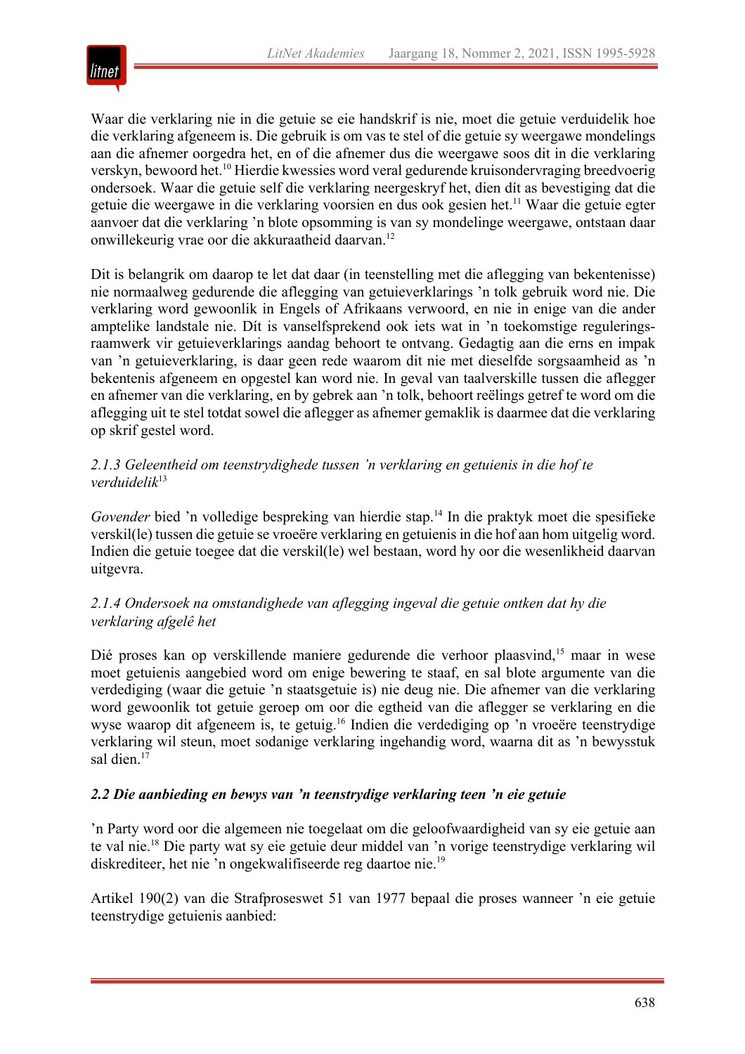Waar die verklaring nie in die getuie se eie handskrif is nie, moet die getuie verduidelik hoe die verklaring afgeneem is. Die gebruik is om vas te stel of die getuie sy weergawe mondelings aan die afnemer oorgedra het, en of die afnemer dus die weergawe soos dit in die verklaring verskyn, bewoord het.[10] Hierdie kwessies word veral gedurende kruisondervraging breedvoerig ondersoek. Waar die getuie self die verklaring neergeskryf het, dien dít as bevestiging dat die getuie die weergawe in die verklaring voorsien en dus ook gesien het.[11] Waar die getuie egter aanvoer dat die verklaring ’n blote opsomming is van sy mondelinge weergawe, ontstaan daar onwillekeurig vrae oor die akkuraatheid daarvan.[12]

Dit is belangrik om daarop te let dat daar (in teenstelling met die aflegging van bekentenisse) nie normaalweg gedurende die aflegging van getuieverklarings ’n tolk gebruik word nie. Die verklaring word gewoonlik in Engels of Afrikaans verwoord, en nie in enige van die ander amptelike landstale nie. Dít is vanselfsprekend ook iets wat in ’n toekomstige regulerings-raamwerk vir getuieverklarings aandag behoort te ontvang. Gedagtig aan die erns en impak van ’n getuieverklaring, is daar geen rede waarom dit nie met dieselfde sorgsaamheid as ’n bekentenis afgeneem en opgestel kan word nie. In geval van taalverskille tussen die aflegger en afnemer van die verklaring, en by gebrek aan ’n tolk, behoort reëlings getref te word om die aflegging uit te stel totdat sowel die aflegger as afnemer gemaklik is daarmee dat die verklaring op skrif gestel word.

### *2.1.3 Geleentheid om teenstrydighede tussen ’n verklaring en getuienis in die hof te verduidelik*[13]

*Govender* bied ’n volledige bespreking van hierdie stap.[14] In die praktyk moet die spesifieke verskil(le) tussen die getuie se vroeëre verklaring en getuienis in die hof aan hom uitgelig word. Indien die getuie toegee dat die verskil(le) wel bestaan, word hy oor die wesenlikheid daarvan uitgevra.

### *2.1.4 Ondersoek na omstandighede van aflegging ingeval die getuie ontken dat hy die verklaring afgelê het*

Dié proses kan op verskillende maniere gedurende die verhoor plaasvind,[15] maar in wese moet getuienis aangebied word om enige bewering te staaf, en sal blote argumente van die verdediging (waar die getuie ’n staatsgetuie is) nie deug nie. Die afnemer van die verklaring word gewoonlik tot getuie geroep om oor die egtheid van die aflegger se verklaring en die wyse waarop dit afgeneem is, te getuig.[16] Indien die verdediging op ’n vroeëre teenstrydige verklaring wil steun, moet sodanige verklaring ingehandig word, waarna dit as ’n bewysstuk sal dien.[17]

### ***2.2 Die aanbieding en bewys van ’n teenstrydige verklaring teen ’n eie getuie***

’n Party word oor die algemeen nie toegelaat om die geloofwaardigheid van sy eie getuie aan te val nie.[18] Die party wat sy eie getuie deur middel van ’n vorige teenstrydige verklaring wil diskrediteer, het nie ’n ongekwalifiseerde reg daartoe nie.[19]

Artikel 190(2) van die Strafproseswet 51 van 1977 bepaal die proses wanneer ’n eie getuie teenstrydige getuienis aanbied: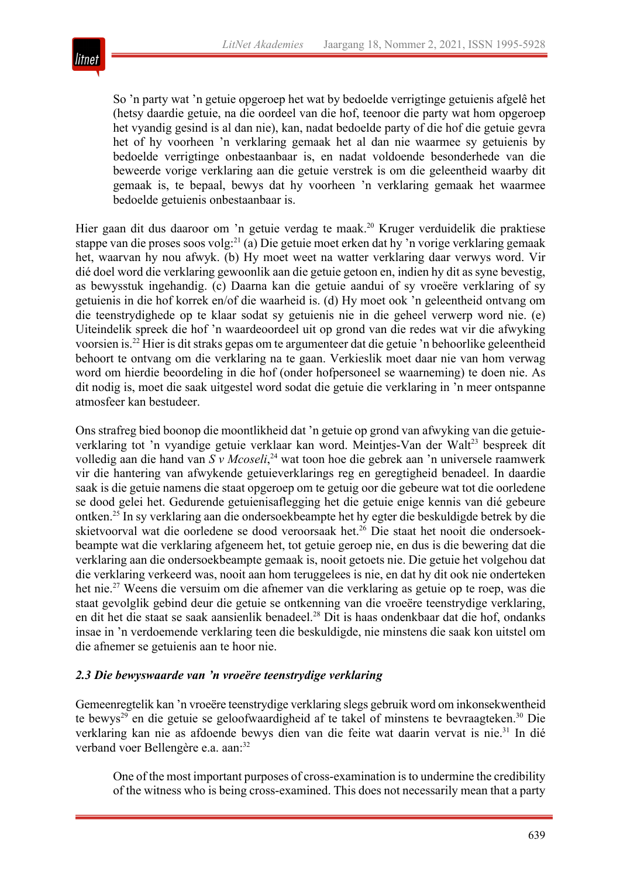> So 'n party wat 'n getuie opgeroep het wat by bedoelde verrigtinge getuienis afgelê het (hetsy daardie getuie, na die oordeel van die hof, teenoor die party wat hom opgeroep het vyandig gesind is al dan nie), kan, nadat bedoelde party of die hof die getuie gevra het of hy voorheen 'n verklaring gemaak het al dan nie waarmee sy getuienis by bedoelde verrigtinge onbestaanbaar is, en nadat voldoende besonderhede van die beweerde vorige verklaring aan die getuie verstrek is om die geleentheid waarby dit gemaak is, te bepaal, bewys dat hy voorheen 'n verklaring gemaak het waarmee bedoelde getuienis onbestaanbaar is.

Hier gaan dit dus daaroor om 'n getuie verdag te maak.[20] Kruger verduidelik die praktiese stappe van die proses soos volg:[21] (a) Die getuie moet erken dat hy 'n vorige verklaring gemaak het, waarvan hy nou afwyk. (b) Hy moet weet na watter verklaring daar verwys word. Vir dié doel word die verklaring gewoonlik aan die getuie getoon en, indien hy dit as syne bevestig, as bewysstuk ingehandig. (c) Daarna kan die getuie aandui of sy vroeëre verklaring of sy getuienis in die hof korrek en/of die waarheid is. (d) Hy moet ook 'n geleentheid ontvang om die teenstrydighede op te klaar sodat sy getuienis nie in die geheel verwerp word nie. (e) Uiteindelik spreek die hof 'n waardeoordeel uit op grond van die redes wat vir die afwyking voorsien is.[22] Hier is dit straks gepas om te argumenteer dat die getuie 'n behoorlike geleentheid behoort te ontvang om die verklaring na te gaan. Verkieslik moet daar nie van hom verwag word om hierdie beoordeling in die hof (onder hofpersoneel se waarneming) te doen nie. As dit nodig is, moet die saak uitgestel word sodat die getuie die verklaring in 'n meer ontspanne atmosfeer kan bestudeer.

Ons strafreg bied boonop die moontlikheid dat 'n getuie op grond van afwyking van die getuieverklaring tot 'n vyandige getuie verklaar kan word. Meintjes-Van der Walt[23] bespreek dít volledig aan die hand van *S v Mcoseli*,[24] wat toon hoe die gebrek aan 'n universele raamwerk vir die hantering van afwykende getuieverklarings reg en geregtigheid benadeel. In daardie saak is die getuie namens die staat opgeroep om te getuig oor die gebeure wat tot die oorledene se dood gelei het. Gedurende getuienisaflegging het die getuie enige kennis van dié gebeure ontken.[25] In sy verklaring aan die ondersoekbeampte het hy egter die beskuldigde betrek by die skietvoorval wat die oorledene se dood veroorsaak het.[26] Die staat het nooit die ondersoekbeampte wat die verklaring afgeneem het, tot getuie geroep nie, en dus is die bewering dat die verklaring aan die ondersoekbeampte gemaak is, nooit getoets nie. Die getuie het volgehou dat die verklaring verkeerd was, nooit aan hom teruggelees is nie, en dat hy dit ook nie onderteken het nie.[27] Weens die versuim om die afnemer van die verklaring as getuie op te roep, was die staat gevolglik gebind deur die getuie se ontkenning van die vroeëre teenstrydige verklaring, en dit het die staat se saak aansienlik benadeel.[28] Dit is haas ondenkbaar dat die hof, ondanks insae in 'n verdoemende verklaring teen die beskuldigde, nie minstens die saak kon uitstel om die afnemer se getuienis aan te hoor nie.

### *2.3 Die bewyswaarde van 'n vroeëre teenstrydige verklaring*

Gemeenregtelik kan 'n vroeëre teenstrydige verklaring slegs gebruik word om inkonsekwentheid te bewys[29] en die getuie se geloofwaardigheid af te takel of minstens te bevraagteken.[30] Die verklaring kan nie as afdoende bewys dien van die feite wat daarin vervat is nie.[31] In dié verband voer Bellengère e.a. aan:[32]

> One of the most important purposes of cross-examination is to undermine the credibility of the witness who is being cross-examined. This does not necessarily mean that a party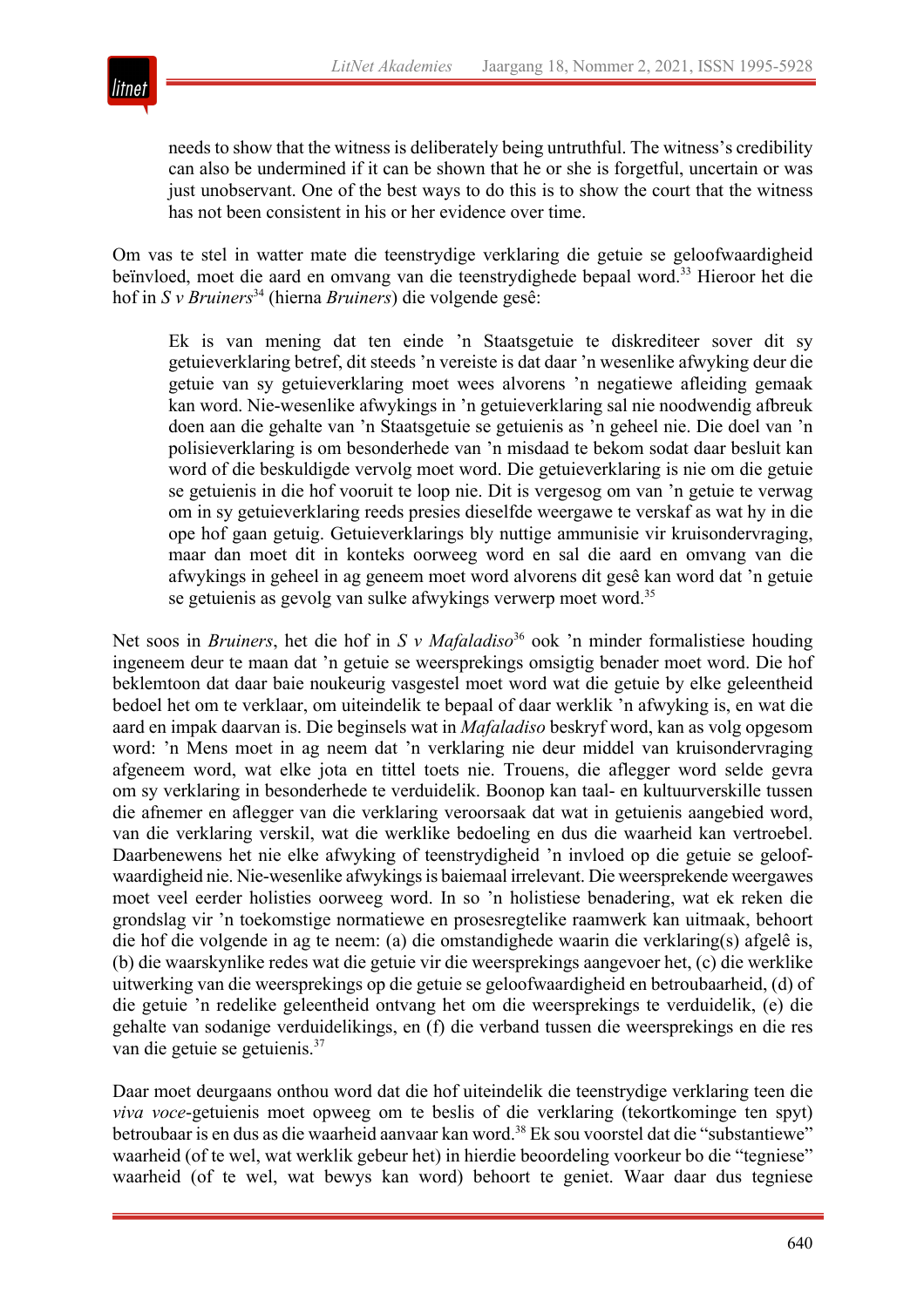> needs to show that the witness is deliberately being untruthful. The witness's credibility can also be undermined if it can be shown that he or she is forgetful, uncertain or was just unobservant. One of the best ways to do this is to show the court that the witness has not been consistent in his or her evidence over time.

Om vas te stel in watter mate die teenstrydige verklaring die getuie se geloofwaardigheid beïnvloed, moet die aard en omvang van die teenstrydighede bepaal word.[33] Hieroor het die hof in *S v Bruiners*[34] (hierna *Bruiners*) die volgende gesê:

> Ek is van mening dat ten einde 'n Staatsgetuie te diskrediteer sover dit sy getuieverklaring betref, dit steeds 'n vereiste is dat daar 'n wesenlike afwyking deur die getuie van sy getuieverklaring moet wees alvorens 'n negatiewe afleiding gemaak kan word. Nie-wesenlike afwykings in 'n getuieverklaring sal nie noodwendig afbreuk doen aan die gehalte van 'n Staatsgetuie se getuienis as 'n geheel nie. Die doel van 'n polisieverklaring is om besonderhede van 'n misdaad te bekom sodat daar besluit kan word of die beskuldigde vervolg moet word. Die getuieverklaring is nie om die getuie se getuienis in die hof vooruit te loop nie. Dit is vergesog om van 'n getuie te verwag om in sy getuieverklaring reeds presies dieselfde weergawe te verskaf as wat hy in die ope hof gaan getuig. Getuieverklarings bly nuttige ammunisie vir kruisondervraging, maar dan moet dit in konteks oorweeg word en sal die aard en omvang van die afwykings in geheel in ag geneem moet word alvorens dit gesê kan word dat 'n getuie se getuienis as gevolg van sulke afwykings verwerp moet word.[35]

Net soos in *Bruiners*, het die hof in *S v Mafaladiso*[36] ook 'n minder formalistiese houding ingeneem deur te maan dat 'n getuie se weersprekings omsigtig benader moet word. Die hof beklemtoon dat daar baie noukeurig vasgestel moet word wat die getuie by elke geleentheid bedoel het om te verklaar, om uiteindelik te bepaal of daar werklik 'n afwyking is, en wat die aard en impak daarvan is. Die beginsels wat in *Mafaladiso* beskryf word, kan as volg opgesom word: 'n Mens moet in ag neem dat 'n verklaring nie deur middel van kruisondervraging afgeneem word, wat elke jota en tittel toets nie. Trouens, die aflegger word selde gevra om sy verklaring in besonderhede te verduidelik. Boonop kan taal- en kultuurverskille tussen die afnemer en aflegger van die verklaring veroorsaak dat wat in getuienis aangebied word, van die verklaring verskil, wat die werklike bedoeling en dus die waarheid kan vertroebel. Daarbenewens het nie elke afwyking of teenstrydigheid 'n invloed op die getuie se geloofwaardigheid nie. Nie-wesenlike afwykings is baiemaal irrelevant. Die weersprekende weergawes moet veel eerder holisties oorweeg word. In so 'n holistiese benadering, wat ek reken die grondslag vir 'n toekomstige normatiewe en prosesregtelike raamwerk kan uitmaak, behoort die hof die volgende in ag te neem: (a) die omstandighede waarin die verklaring(s) afgelê is, (b) die waarskynlike redes wat die getuie vir die weersprekings aangevoer het, (c) die werklike uitwerking van die weersprekings op die getuie se geloofwaardigheid en betroubaarheid, (d) of die getuie 'n redelike geleentheid ontvang het om die weersprekings te verduidelik, (e) die gehalte van sodanige verduidelikings, en (f) die verband tussen die weersprekings en die res van die getuie se getuienis.[37]

Daar moet deurgaans onthou word dat die hof uiteindelik die teenstrydige verklaring teen die *viva voce*-getuienis moet opweeg om te beslis of die verklaring (tekortkominge ten spyt) betroubaar is en dus as die waarheid aanvaar kan word.[38] Ek sou voorstel dat die "substantiewe" waarheid (of te wel, wat werklik gebeur het) in hierdie beoordeling voorkeur bo die "tegniese" waarheid (of te wel, wat bewys kan word) behoort te geniet. Waar daar dus tegniese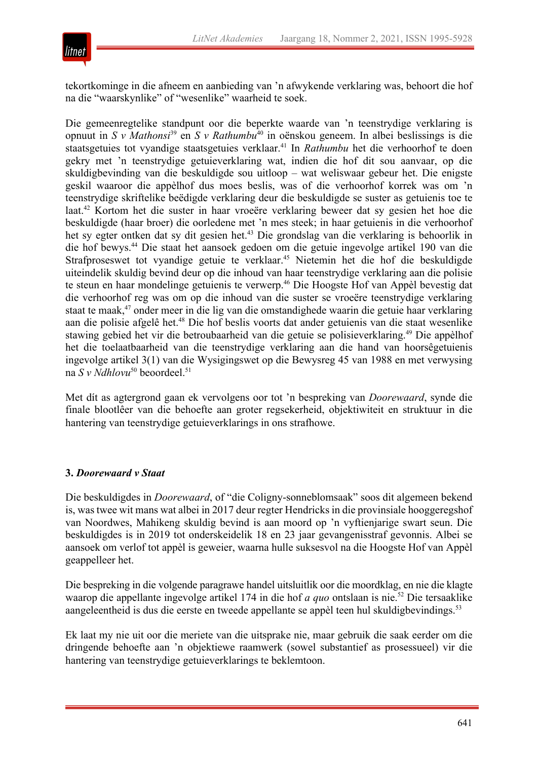tekortkominge in die afneem en aanbieding van ’n afwykende verklaring was, behoort die hof na die “waarskynlike” of “wesenlike” waarheid te soek.

Die gemeenregtelike standpunt oor die beperkte waarde van ’n teenstrydige verklaring is opnuut in *S v Mathonsi*[39] en *S v Rathumbu*[40] in oënskou geneem. In albei beslissings is die staatsgetuies tot vyandige staatsgetuies verklaar.[41] In *Rathumbu* het die verhoorhof te doen gekry met ’n teenstrydige getuieverklaring wat, indien die hof dit sou aanvaar, op die skuldigbevinding van die beskuldigde sou uitloop – wat weliswaar gebeur het. Die enigste geskil waaroor die appèlhof dus moes beslis, was of die verhoorhof korrek was om ’n teenstrydige skriftelike beëdigde verklaring deur die beskuldigde se suster as getuienis toe te laat.[42] Kortom het die suster in haar vroeëre verklaring beweer dat sy gesien het hoe die beskuldigde (haar broer) die oorledene met ’n mes steek; in haar getuienis in die verhoorhof het sy egter ontken dat sy dit gesien het.[43] Die grondslag van die verklaring is behoorlik in die hof bewys.[44] Die staat het aansoek gedoen om die getuie ingevolge artikel 190 van die Strafproseswet tot vyandige getuie te verklaar.[45] Nietemin het die hof die beskuldigde uiteindelik skuldig bevind deur op die inhoud van haar teenstrydige verklaring aan die polisie te steun en haar mondelinge getuienis te verwerp.[46] Die Hoogste Hof van Appèl bevestig dat die verhoorhof reg was om op die inhoud van die suster se vroeëre teenstrydige verklaring staat te maak,[47] onder meer in die lig van die omstandighede waarin die getuie haar verklaring aan die polisie afgelê het.[48] Die hof beslis voorts dat ander getuienis van die staat wesenlike stawing gebied het vir die betroubaarheid van die getuie se polisieverklaring.[49] Die appèlhof het die toelaatbaarheid van die teenstrydige verklaring aan die hand van hoorsêgetuienis ingevolge artikel 3(1) van die Wysigingswet op die Bewysreg 45 van 1988 en met verwysing na *S v Ndhlovu*[50] beoordeel.[51]

Met dít as agtergrond gaan ek vervolgens oor tot ’n bespreking van *Doorewaard*, synde die finale blootlêer van die behoefte aan groter regsekerheid, objektiwiteit en struktuur in die hantering van teenstrydige getuieverklarings in ons strafhowe.

### 3. *Doorewaard v Staat*

Die beskuldigdes in *Doorewaard*, of “die Coligny-sonneblomsaak” soos dit algemeen bekend is, was twee wit mans wat albei in 2017 deur regter Hendricks in die provinsiale hooggeregshof van Noordwes, Mahikeng skuldig bevind is aan moord op ’n vyftienjarige swart seun. Die beskuldigdes is in 2019 tot onderskeidelik 18 en 23 jaar gevangenisstraf gevonnis. Albei se aansoek om verlof tot appèl is geweier, waarna hulle suksesvol na die Hoogste Hof van Appèl geappelleer het.

Die bespreking in die volgende paragrawe handel uitsluitlik oor die moordklag, en nie die klagte waarop die appellante ingevolge artikel 174 in die hof *a quo* ontslaan is nie.[52] Die tersaaklike aangeleentheid is dus die eerste en tweede appellante se appèl teen hul skuldigbevindings.[53]

Ek laat my nie uit oor die meriete van die uitsprake nie, maar gebruik die saak eerder om die dringende behoefte aan ’n objektiewe raamwerk (sowel substantief as prosessueel) vir die hantering van teenstrydige getuieverklarings te beklemtoon.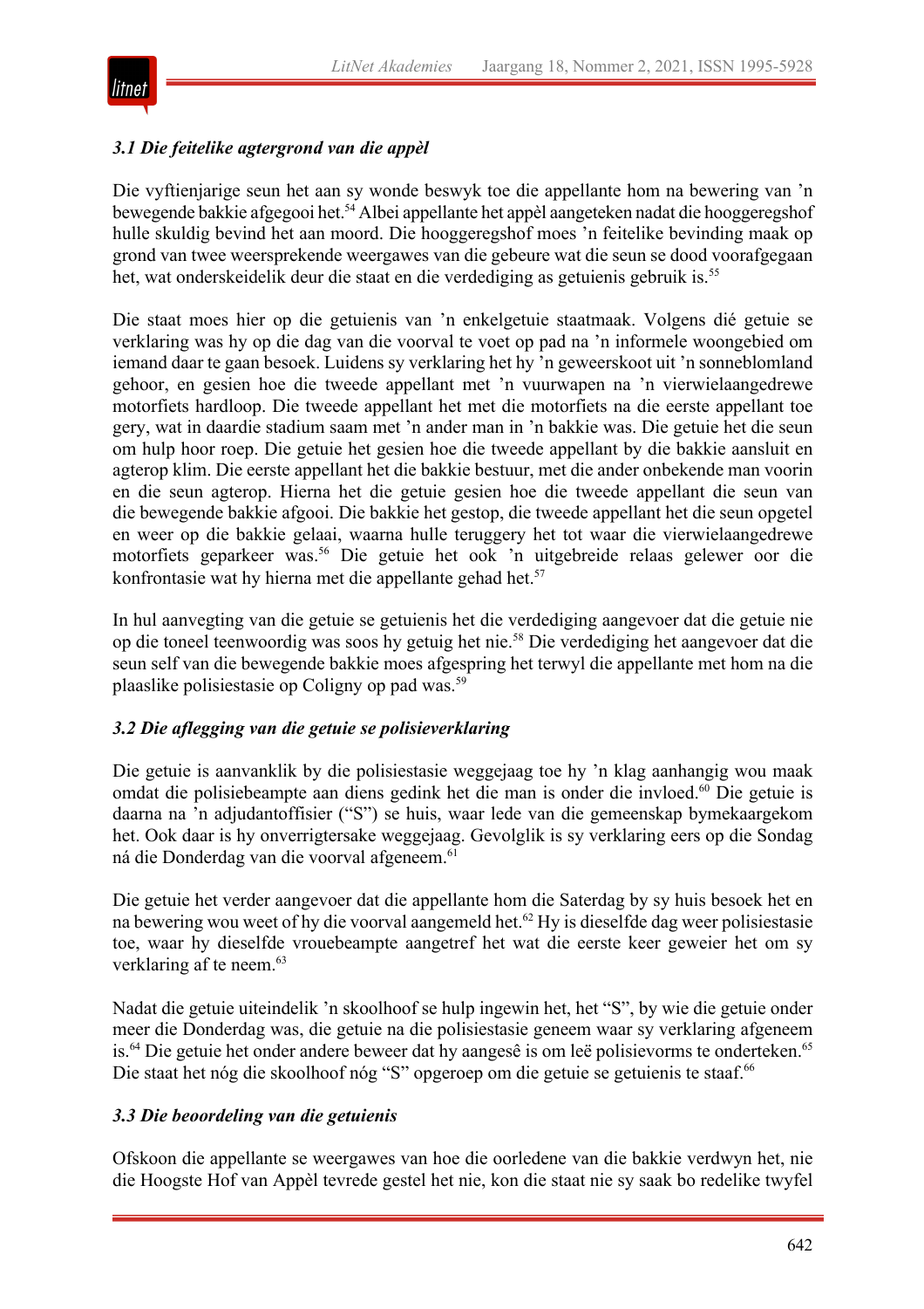### *3.1 Die feitelike agtergrond van die appèl*

Die vyftienjarige seun het aan sy wonde beswyk toe die appellante hom na bewering van 'n bewegende bakkie afgegooi het.[54] Albei appellante het appèl aangeteken nadat die hooggeregshof hulle skuldig bevind het aan moord. Die hooggeregshof moes 'n feitelike bevinding maak op grond van twee weersprekende weergawes van die gebeure wat die seun se dood voorafgegaan het, wat onderskeidelik deur die staat en die verdediging as getuienis gebruik is.[55]

Die staat moes hier op die getuienis van 'n enkelgetuie staatmaak. Volgens dié getuie se verklaring was hy op die dag van die voorval te voet op pad na 'n informele woongebied om iemand daar te gaan besoek. Luidens sy verklaring het hy 'n geweerskoot uit 'n sonneblomland gehoor, en gesien hoe die tweede appellant met 'n vuurwapen na 'n vierwielaangedrewe motorfiets hardloop. Die tweede appellant het met die motorfiets na die eerste appellant toe gery, wat in daardie stadium saam met 'n ander man in 'n bakkie was. Die getuie het die seun om hulp hoor roep. Die getuie het gesien hoe die tweede appellant by die bakkie aansluit en agterop klim. Die eerste appellant het die bakkie bestuur, met die ander onbekende man voorin en die seun agterop. Hierna het die getuie gesien hoe die tweede appellant die seun van die bewegende bakkie afgooi. Die bakkie het gestop, die tweede appellant het die seun opgetel en weer op die bakkie gelaai, waarna hulle teruggery het tot waar die vierwielaangedrewe motorfiets geparkeer was.[56] Die getuie het ook 'n uitgebreide relaas gelewer oor die konfrontasie wat hy hierna met die appellante gehad het.[57]

In hul aanvegting van die getuie se getuienis het die verdediging aangevoer dat die getuie nie op die toneel teenwoordig was soos hy getuig het nie.[58] Die verdediging het aangevoer dat die seun self van die bewegende bakkie moes afgespring het terwyl die appellante met hom na die plaaslike polisiestasie op Coligny op pad was.[59]

### *3.2 Die aflegging van die getuie se polisieverklaring*

Die getuie is aanvanklik by die polisiestasie weggejaag toe hy 'n klag aanhangig wou maak omdat die polisiebeampte aan diens gedink het die man is onder die invloed.[60] Die getuie is daarna na 'n adjudantoffisier ("S") se huis, waar lede van die gemeenskap bymekaargekom het. Ook daar is hy onverrigtersake weggejaag. Gevolglik is sy verklaring eers op die Sondag ná die Donderdag van die voorval afgeneem.[61]

Die getuie het verder aangevoer dat die appellante hom die Saterdag by sy huis besoek het en na bewering wou weet of hy die voorval aangemeld het.[62] Hy is dieselfde dag weer polisiestasie toe, waar hy dieselfde vrouebeampte aangetref het wat die eerste keer geweier het om sy verklaring af te neem.[63]

Nadat die getuie uiteindelik 'n skoolhoof se hulp ingewin het, het "S", by wie die getuie onder meer die Donderdag was, die getuie na die polisiestasie geneem waar sy verklaring afgeneem is.[64] Die getuie het onder andere beweer dat hy aangesê is om leë polisievorms te onderteken.[65] Die staat het nóg die skoolhoof nóg "S" opgeroep om die getuie se getuienis te staaf.[66]

### *3.3 Die beoordeling van die getuienis*

Ofskoon die appellante se weergawes van hoe die oorledene van die bakkie verdwyn het, nie die Hoogste Hof van Appèl tevrede gestel het nie, kon die staat nie sy saak bo redelike twyfel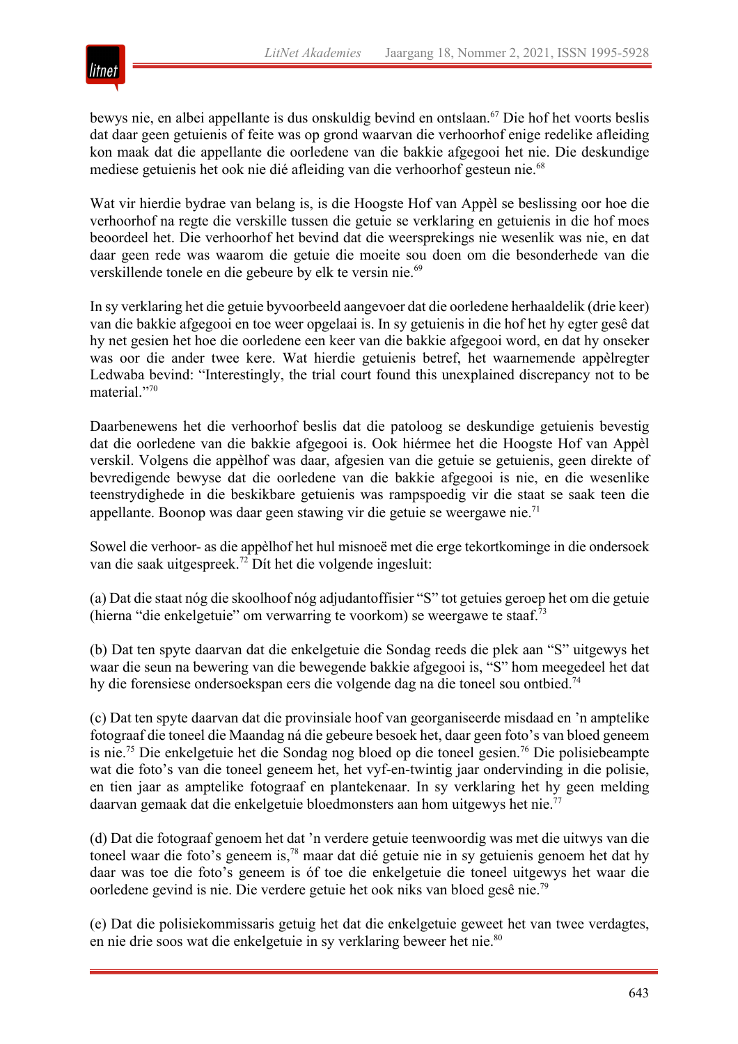bewys nie, en albei appellante is dus onskuldig bevind en ontslaan.[67] Die hof het voorts beslis dat daar geen getuienis of feite was op grond waarvan die verhoorhof enige redelike afleiding kon maak dat die appellante die oorledene van die bakkie afgegooi het nie. Die deskundige mediese getuienis het ook nie dié afleiding van die verhoorhof gesteun nie.[68]

Wat vir hierdie bydrae van belang is, is die Hoogste Hof van Appèl se beslissing oor hoe die verhoorhof na regte die verskille tussen die getuie se verklaring en getuienis in die hof moes beoordeel het. Die verhoorhof het bevind dat die weersprekings nie wesenlik was nie, en dat daar geen rede was waarom die getuie die moeite sou doen om die besonderhede van die verskillende tonele en die gebeure by elk te versin nie.[69]

In sy verklaring het die getuie byvoorbeeld aangevoer dat die oorledene herhaaldelik (drie keer) van die bakkie afgegooi en toe weer opgelaai is. In sy getuienis in die hof het hy egter gesê dat hy net gesien het hoe die oorledene een keer van die bakkie afgegooi word, en dat hy onseker was oor die ander twee kere. Wat hierdie getuienis betref, het waarnemende appèlregter Ledwaba bevind: "Interestingly, the trial court found this unexplained discrepancy not to be material."[70]

Daarbenewens het die verhoorhof beslis dat die patoloog se deskundige getuienis bevestig dat die oorledene van die bakkie afgegooi is. Ook hiérmee het die Hoogste Hof van Appèl verskil. Volgens die appèlhof was daar, afgesien van die getuie se getuienis, geen direkte of bevredigende bewyse dat die oorledene van die bakkie afgegooi is nie, en die wesenlike teenstrydighede in die beskikbare getuienis was rampspoedig vir die staat se saak teen die appellante. Boonop was daar geen stawing vir die getuie se weergawe nie.[71]

Sowel die verhoor- as die appèlhof het hul misnoeë met die erge tekortkominge in die ondersoek van die saak uitgespreek.[72] Dít het die volgende ingesluit:

(a) Dat die staat nóg die skoolhoof nóg adjudantoffisier "S" tot getuies geroep het om die getuie (hierna "die enkelgetuie" om verwarring te voorkom) se weergawe te staaf.[73]

(b) Dat ten spyte daarvan dat die enkelgetuie die Sondag reeds die plek aan "S" uitgewys het waar die seun na bewering van die bewegende bakkie afgegooi is, "S" hom meegedeel het dat hy die forensiese ondersoekspan eers die volgende dag na die toneel sou ontbied.[74]

(c) Dat ten spyte daarvan dat die provinsiale hoof van georganiseerde misdaad en 'n amptelike fotograaf die toneel die Maandag ná die gebeure besoek het, daar geen foto's van bloed geneem is nie.[75] Die enkelgetuie het die Sondag nog bloed op die toneel gesien.[76] Die polisiebeampte wat die foto's van die toneel geneem het, het vyf-en-twintig jaar ondervinding in die polisie, en tien jaar as amptelike fotograaf en plantekenaar. In sy verklaring het hy geen melding daarvan gemaak dat die enkelgetuie bloedmonsters aan hom uitgewys het nie.[77]

(d) Dat die fotograaf genoem het dat 'n verdere getuie teenwoordig was met die uitwys van die toneel waar die foto's geneem is,[78] maar dat dié getuie nie in sy getuienis genoem het dat hy daar was toe die foto's geneem is óf toe die enkelgetuie die toneel uitgewys het waar die oorledene gevind is nie. Die verdere getuie het ook niks van bloed gesê nie.[79]

(e) Dat die polisiekommissaris getuig het dat die enkelgetuie geweet het van twee verdagtes, en nie drie soos wat die enkelgetuie in sy verklaring beweer het nie.[80]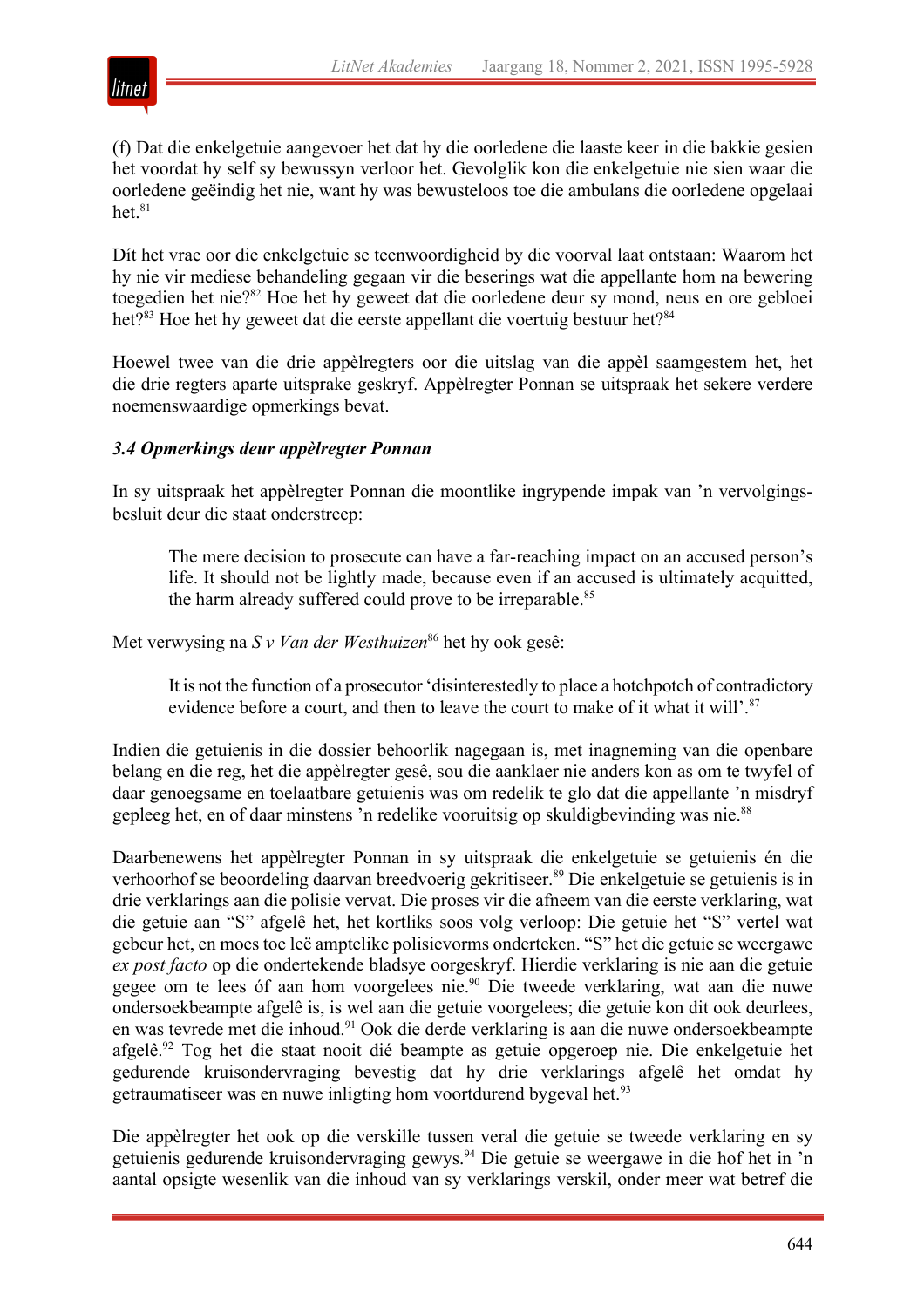(f) Dat die enkelgetuie aangevoer het dat hy die oorledene die laaste keer in die bakkie gesien het voordat hy self sy bewussyn verloor het. Gevolglik kon die enkelgetuie nie sien waar die oorledene geëindig het nie, want hy was bewusteloos toe die ambulans die oorledene opgelaai het.[81]

Dít het vrae oor die enkelgetuie se teenwoordigheid by die voorval laat ontstaan: Waarom het hy nie vir mediese behandeling gegaan vir die beserings wat die appellante hom na bewering toegedien het nie?[82] Hoe het hy geweet dat die oorledene deur sy mond, neus en ore gebloei het?[83] Hoe het hy geweet dat die eerste appellant die voertuig bestuur het?[84]

Hoewel twee van die drie appèlregters oor die uitslag van die appèl saamgestem het, het die drie regters aparte uitsprake geskryf. Appèlregter Ponnan se uitspraak het sekere verdere noemenswaardige opmerkings bevat.

### *3.4 Opmerkings deur appèlregter Ponnan*

In sy uitspraak het appèlregter Ponnan die moontlike ingrypende impak van ’n vervolgingsbesluit deur die staat onderstreep:

> The mere decision to prosecute can have a far-reaching impact on an accused person’s life. It should not be lightly made, because even if an accused is ultimately acquitted, the harm already suffered could prove to be irreparable.[85]

Met verwysing na *S v Van der Westhuizen*[86] het hy ook gesê:

> It is not the function of a prosecutor ‘disinterestedly to place a hotchpotch of contradictory evidence before a court, and then to leave the court to make of it what it will’.[87]

Indien die getuienis in die dossier behoorlik nagegaan is, met inagneming van die openbare belang en die reg, het die appèlregter gesê, sou die aanklaer nie anders kon as om te twyfel of daar genoegsame en toelaatbare getuienis was om redelik te glo dat die appellante ’n misdryf gepleeg het, en of daar minstens ’n redelike vooruitsig op skuldigbevinding was nie.[88]

Daarbenewens het appèlregter Ponnan in sy uitspraak die enkelgetuie se getuienis én die verhoorhof se beoordeling daarvan breedvoerig gekritiseer.[89] Die enkelgetuie se getuienis is in drie verklarings aan die polisie vervat. Die proses vir die afneem van die eerste verklaring, wat die getuie aan “S” afgelê het, het kortliks soos volg verloop: Die getuie het “S” vertel wat gebeur het, en moes toe leë amptelike polisievorms onderteken. “S” het die getuie se weergawe *ex post facto* op die ondertekende bladsye oorgeskryf. Hierdie verklaring is nie aan die getuie gegee om te lees óf aan hom voorgelees nie.[90] Die tweede verklaring, wat aan die nuwe ondersoekbeampte afgelê is, is wel aan die getuie voorgelees; die getuie kon dit ook deurlees, en was tevrede met die inhoud.[91] Ook die derde verklaring is aan die nuwe ondersoekbeampte afgelê.[92] Tog het die staat nooit dié beampte as getuie opgeroep nie. Die enkelgetuie het gedurende kruisondervraging bevestig dat hy drie verklarings afgelê het omdat hy getraumatiseer was en nuwe inligting hom voortdurend bygeval het.[93]

Die appèlregter het ook op die verskille tussen veral die getuie se tweede verklaring en sy getuienis gedurende kruisondervraging gewys.[94] Die getuie se weergawe in die hof het in ’n aantal opsigte wesenlik van die inhoud van sy verklarings verskil, onder meer wat betref die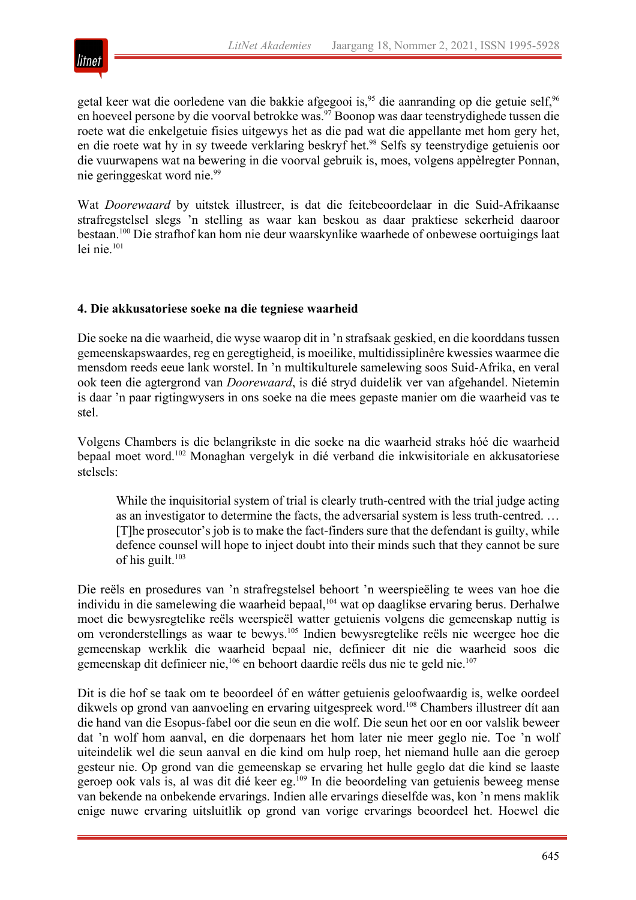getal keer wat die oorledene van die bakkie afgegooi is,[95] die aanranding op die getuie self,[96] en hoeveel persone by die voorval betrokke was.[97] Boonop was daar teenstrydighede tussen die roete wat die enkelgetuie fisies uitgewys het as die pad wat die appellante met hom gery het, en die roete wat hy in sy tweede verklaring beskryf het.[98] Selfs sy teenstrydige getuienis oor die vuurwapens wat na bewering in die voorval gebruik is, moes, volgens appèlregter Ponnan, nie geringgeskat word nie.[99]

Wat *Doorewaard* by uitstek illustreer, is dat die feitebeoordelaar in die Suid-Afrikaanse strafregstelsel slegs 'n stelling as waar kan beskou as daar praktiese sekerheid daaroor bestaan.[100] Die strafhof kan hom nie deur waarskynlike waarhede of onbewese oortuigings laat lei nie.[101]

## 4. Die akkusatoriese soeke na die tegniese waarheid

Die soeke na die waarheid, die wyse waarop dit in 'n strafsaak geskied, en die koorddans tussen gemeenskapswaardes, reg en geregtigheid, is moeilike, multidissiplinêre kwessies waarmee die mensdom reeds eeue lank worstel. In 'n multikulturele samelewing soos Suid-Afrika, en veral ook teen die agtergrond van *Doorewaard*, is dié stryd duidelik ver van afgehandel. Nietemin is daar 'n paar rigtingwysers in ons soeke na die mees gepaste manier om die waarheid vas te stel.

Volgens Chambers is die belangrikste in die soeke na die waarheid straks hóé die waarheid bepaal moet word.[102] Monaghan vergelyk in dié verband die inkwisitoriale en akkusatoriese stelsels:

> While the inquisitorial system of trial is clearly truth-centred with the trial judge acting as an investigator to determine the facts, the adversarial system is less truth-centred. … [T]he prosecutor's job is to make the fact-finders sure that the defendant is guilty, while defence counsel will hope to inject doubt into their minds such that they cannot be sure of his guilt.[103]

Die reëls en prosedures van 'n strafregstelsel behoort 'n weerspieëling te wees van hoe die individu in die samelewing die waarheid bepaal,[104] wat op daaglikse ervaring berus. Derhalwe moet die bewysregtelike reëls weerspieël watter getuienis volgens die gemeenskap nuttig is om veronderstellings as waar te bewys.[105] Indien bewysregtelike reëls nie weergee hoe die gemeenskap werklik die waarheid bepaal nie, definieer dit nie die waarheid soos die gemeenskap dit definieer nie,[106] en behoort daardie reëls dus nie te geld nie.[107]

Dit is die hof se taak om te beoordeel óf en wátter getuienis geloofwaardig is, welke oordeel dikwels op grond van aanvoeling en ervaring uitgespreek word.[108] Chambers illustreer dít aan die hand van die Esopus-fabel oor die seun en die wolf. Die seun het oor en oor valslik beweer dat 'n wolf hom aanval, en die dorpenaars het hom later nie meer geglo nie. Toe 'n wolf uiteindelik wel die seun aanval en die kind om hulp roep, het niemand hulle aan die geroep gesteur nie. Op grond van die gemeenskap se ervaring het hulle geglo dat die kind se laaste geroep ook vals is, al was dit dié keer eg.[109] In die beoordeling van getuienis beweeg mense van bekende na onbekende ervarings. Indien alle ervarings dieselfde was, kon 'n mens maklik enige nuwe ervaring uitsluitlik op grond van vorige ervarings beoordeel het. Hoewel die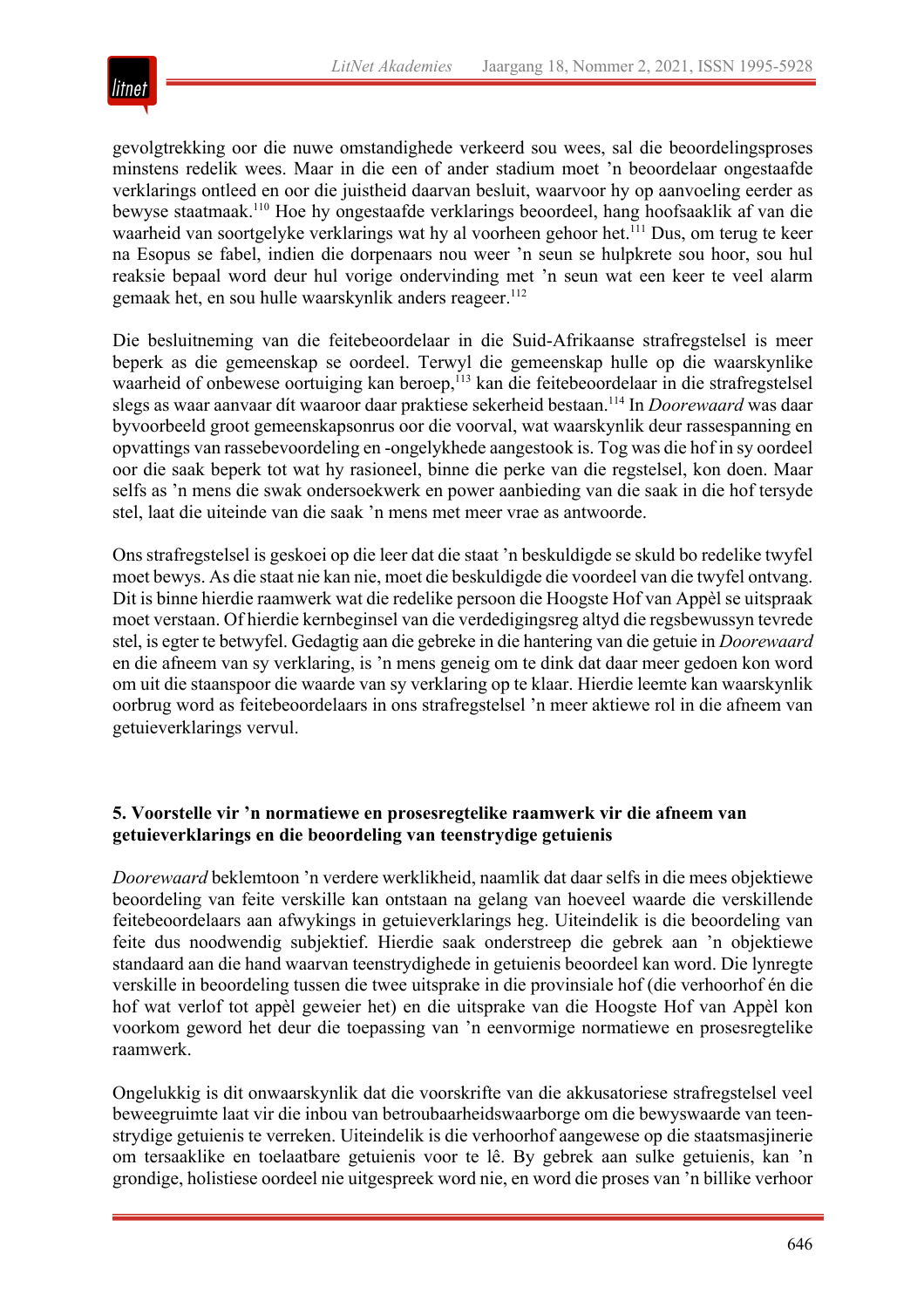gevolgtrekking oor die nuwe omstandighede verkeerd sou wees, sal die beoordelingsproses minstens redelik wees. Maar in die een of ander stadium moet ’n beoordelaar ongestaafde verklarings ontleed en oor die juistheid daarvan besluit, waarvoor hy op aanvoeling eerder as bewyse staatmaak.[110] Hoe hy ongestaafde verklarings beoordeel, hang hoofsaaklik af van die waarheid van soortgelyke verklarings wat hy al voorheen gehoor het.[111] Dus, om terug te keer na Esopus se fabel, indien die dorpenaars nou weer ’n seun se hulpkrete sou hoor, sou hul reaksie bepaal word deur hul vorige ondervinding met ’n seun wat een keer te veel alarm gemaak het, en sou hulle waarskynlik anders reageer.[112]

Die besluitneming van die feitebeoordelaar in die Suid-Afrikaanse strafregstelsel is meer beperk as die gemeenskap se oordeel. Terwyl die gemeenskap hulle op die waarskynlike waarheid of onbewese oortuiging kan beroep,[113] kan die feitebeoordelaar in die strafregstelsel slegs as waar aanvaar dít waaroor daar praktiese sekerheid bestaan.[114] In *Doorewaard* was daar byvoorbeeld groot gemeenskapsonrus oor die voorval, wat waarskynlik deur rassespanning en opvattings van rassebevoordeling en -ongelykhede aangestook is. Tog was die hof in sy oordeel oor die saak beperk tot wat hy rasioneel, binne die perke van die regstelsel, kon doen. Maar selfs as ’n mens die swak ondersoekwerk en power aanbieding van die saak in die hof tersyde stel, laat die uiteinde van die saak ’n mens met meer vrae as antwoorde.

Ons strafregstelsel is geskoei op die leer dat die staat ’n beskuldigde se skuld bo redelike twyfel moet bewys. As die staat nie kan nie, moet die beskuldigde die voordeel van die twyfel ontvang. Dit is binne hierdie raamwerk wat die redelike persoon die Hoogste Hof van Appèl se uitspraak moet verstaan. Of hierdie kernbeginsel van die verdedigingsreg altyd die regsbewussyn tevrede stel, is egter te betwyfel. Gedagtig aan die gebreke in die hantering van die getuie in *Doorewaard* en die afneem van sy verklaring, is ’n mens geneig om te dink dat daar meer gedoen kon word om uit die staanspoor die waarde van sy verklaring op te klaar. Hierdie leemte kan waarskynlik oorbrug word as feitebeoordelaars in ons strafregstelsel ’n meer aktiewe rol in die afneem van getuieverklarings vervul.

## 5. Voorstelle vir ’n normatiewe en prosesregtelike raamwerk vir die afneem van getuieverklarings en die beoordeling van teenstrydige getuienis

*Doorewaard* beklemtoon ’n verdere werklikheid, naamlik dat daar selfs in die mees objektiewe beoordeling van feite verskille kan ontstaan na gelang van hoeveel waarde die verskillende feitebeoordelaars aan afwykings in getuieverklarings heg. Uiteindelik is die beoordeling van feite dus noodwendig subjektief. Hierdie saak onderstreep die gebrek aan ’n objektiewe standaard aan die hand waarvan teenstrydighede in getuienis beoordeel kan word. Die lynregte verskille in beoordeling tussen die twee uitsprake in die provinsiale hof (die verhoorhof én die hof wat verlof tot appèl geweier het) en die uitsprake van die Hoogste Hof van Appèl kon voorkom geword het deur die toepassing van ’n eenvormige normatiewe en prosesregtelike raamwerk.

Ongelukkig is dit onwaarskynlik dat die voorskrifte van die akkusatoriese strafregstelsel veel beweegruimte laat vir die inbou van betroubaarheidswaarborge om die bewyswaarde van teenstrydige getuienis te verreken. Uiteindelik is die verhoorhof aangewese op die staatsmasjinerie om tersaaklike en toelaatbare getuienis voor te lê. By gebrek aan sulke getuienis, kan ’n grondige, holistiese oordeel nie uitgespreek word nie, en word die proses van ’n billike verhoor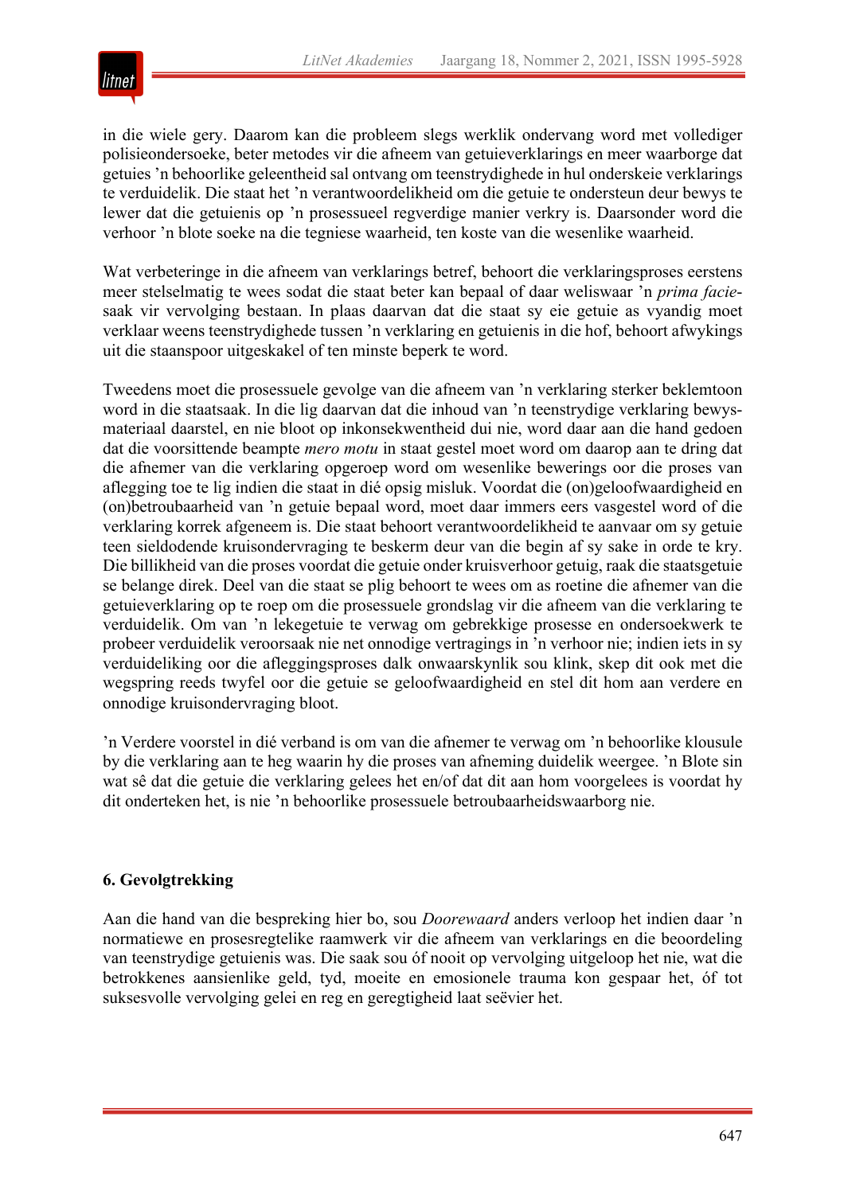in die wiele gery. Daarom kan die probleem slegs werklik ondervang word met vollediger polisieondersoeke, beter metodes vir die afneem van getuieverklarings en meer waarborge dat getuies ’n behoorlike geleentheid sal ontvang om teenstrydighede in hul onderskeie verklarings te verduidelik. Die staat het ’n verantwoordelikheid om die getuie te ondersteun deur bewys te lewer dat die getuienis op ’n prosessueel regverdige manier verkry is. Daarsonder word die verhoor ’n blote soeke na die tegniese waarheid, ten koste van die wesenlike waarheid.

Wat verbeteringe in die afneem van verklarings betref, behoort die verklaringsproses eerstens meer stelselmatig te wees sodat die staat beter kan bepaal of daar weliswaar ’n *prima facie*-saak vir vervolging bestaan. In plaas daarvan dat die staat sy eie getuie as vyandig moet verklaar weens teenstrydighede tussen ’n verklaring and getuienis in die hof, behoort afwykings uit die staanspoor uitgeskakel of ten minste beperk te word.

Tweedens moet die prosessuele gevolge van die afneem van ’n verklaring sterker beklemtoon word in die staatsaak. In die lig daarvan dat die inhoud van ’n teenstrydige verklaring bewysmateriaal daarstel, en nie bloot op inkonsekwentheid dui nie, word daar aan die hand gedoen dat die voorsittende beampte *mero motu* in staat gestel moet word om daarop aan te dring dat die afnemer van die verklaring opgeroep word om wesenlike bewerings oor die proses van aflegging toe te lig indien die staat in dié opsig misluk. Voordat die (on)geloofwaardigheid en (on)betroubaarheid van ’n getuie bepaal word, moet daar immers eers vasgestel word of die verklaring korrek afgeneem is. Die staat behoort verantwoordelikheid te aanvaar om sy getuie teen sieldodende kruisondervraging te beskerm deur van die begin af sy sake in orde te kry. Die billikheid van die proses voordat die getuie onder kruisverhoor getuig, raak die staatsgetuie se belange direk. Deel van die staat se plig behoort te wees om as roetine die afnemer van die getuieverklaring op te roep om die prosessuele grondslag vir die afneem van die verklaring te verduidelik. Om van ’n lekegetuie te verwag om gebrekkige prosesse en ondersoekwerk te probeer verduidelik veroorsaak nie net onnodige vertragings in ’n verhoor nie; indien iets in sy verduideliking oor die afleggingsproses dalk onwaarskynlik sou klink, skep dit ook met die wegspring reeds twyfel oor die getuie se geloofwaardigheid en stel dit hom aan verdere en onnodige kruisondervraging bloot.

’n Verdere voorstel in dié verband is om van die afnemer te verwag om ’n behoorlike klousule by die verklaring aan te heg waarin hy die proses van afneming duidelik weergee. ’n Blote sin wat sê dat die getuie die verklaring gelees het en/of dat dit aan hom voorgelees is voordat hy dit onderteken het, is nie ’n behoorlike prosessuele betroubaarheidswaarborg nie.

## 6. Gevolgtrekking

Aan die hand van die bespreking hier bo, sou *Doorewaard* anders verloop het indien daar ’n normatiewe en prosesregtelike raamwerk vir die afneem van verklarings en die beoordeling van teenstrydige getuienis was. Die saak sou óf nooit op vervolging uitgeloop het nie, wat die betrokkenes aansienlike geld, tyd, moeite en emosionele trauma kon gespaar het, óf tot suksesvolle vervolging gelei en reg en geregtigheid laat seëvier het.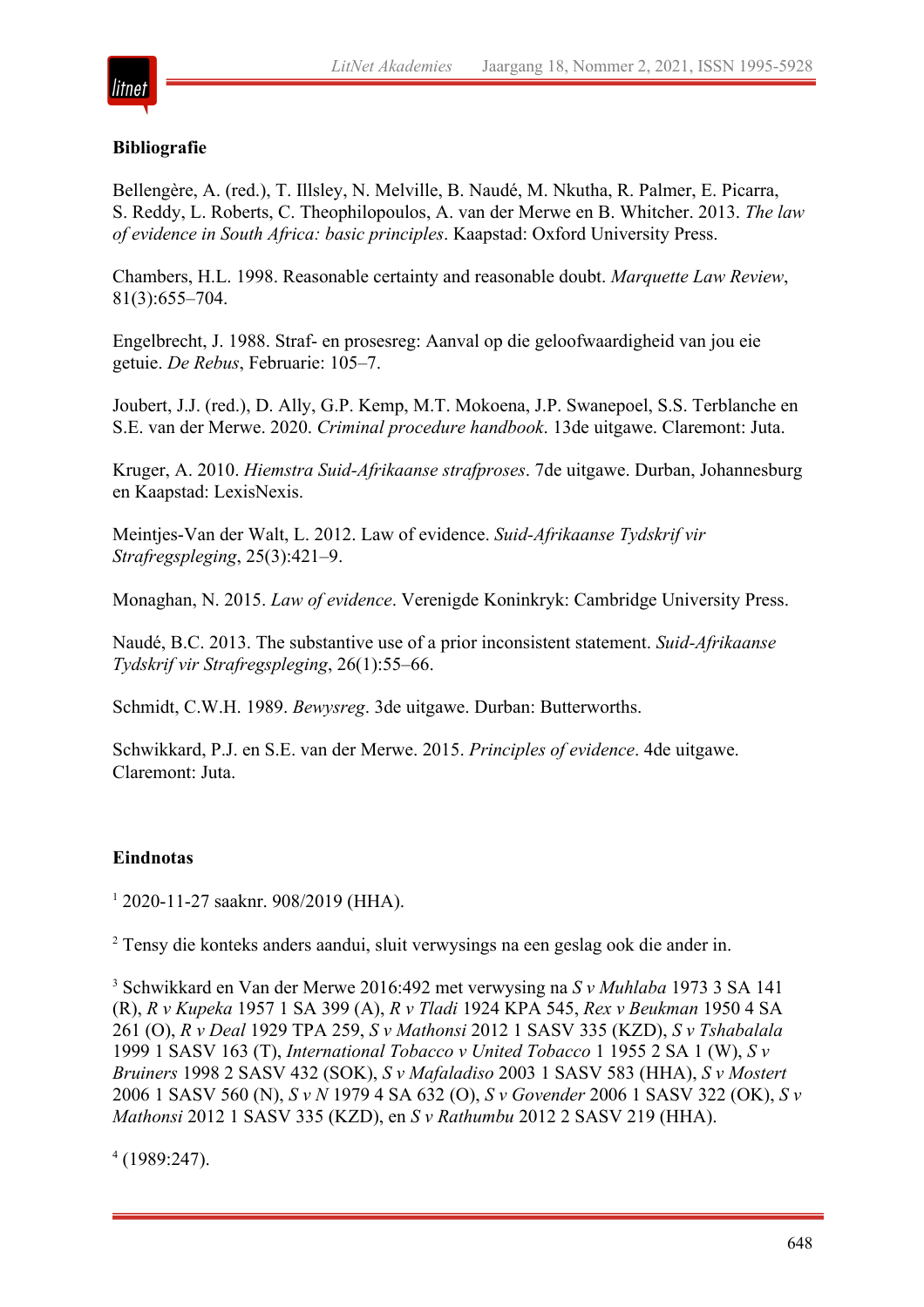**Bibliografie**

Bellengère, A. (red.), T. Illsley, N. Melville, B. Naudé, M. Nkutha, R. Palmer, E. Picarra, S. Reddy, L. Roberts, C. Theophilopoulos, A. van der Merwe en B. Whitcher. 2013. *The law of evidence in South Africa: basic principles*. Kaapstad: Oxford University Press.

Chambers, H.L. 1998. Reasonable certainty and reasonable doubt. *Marquette Law Review*, 81(3):655–704.

Engelbrecht, J. 1988. Straf- en prosesreg: Aanval op die geloofwaardigheid van jou eie getuie. *De Rebus*, Februarie: 105–7.

Joubert, J.J. (red.), D. Ally, G.P. Kemp, M.T. Mokoena, J.P. Swanepoel, S.S. Terblanche en S.E. van der Merwe. 2020. *Criminal procedure handbook*. 13de uitgawe. Claremont: Juta.

Kruger, A. 2010. *Hiemstra Suid-Afrikaanse strafproses*. 7de uitgawe. Durban, Johannesburg en Kaapstad: LexisNexis.

Meintjes-Van der Walt, L. 2012. Law of evidence. *Suid-Afrikaanse Tydskrif vir Strafregspleging*, 25(3):421–9.

Monaghan, N. 2015. *Law of evidence*. Verenigde Koninkryk: Cambridge University Press.

Naudé, B.C. 2013. The substantive use of a prior inconsistent statement. *Suid-Afrikaanse Tydskrif vir Strafregspleging*, 26(1):55–66.

Schmidt, C.W.H. 1989. *Bewysreg*. 3de uitgawe. Durban: Butterworths.

Schwikkard, P.J. en S.E. van der Merwe. 2015. *Principles of evidence*. 4de uitgawe. Claremont: Juta.

**Eindnotas**

[1] 2020-11-27 saaknr. 908/2019 (HHA).

[2] Tensy die konteks anders aandui, sluit verwysings na een geslag ook die ander in.

[3] Schwikkard en Van der Merwe 2016:492 met verwysing na *S v Muhlaba* 1973 3 SA 141 (R), *R v Kupeka* 1957 1 SA 399 (A), *R v Tladi* 1924 KPA 545, *Rex v Beukman* 1950 4 SA 261 (O), *R v Deal* 1929 TPA 259, *S v Mathonsi* 2012 1 SASV 335 (KZD), *S v Tshabalala* 1999 1 SASV 163 (T), *International Tobacco v United Tobacco* 1 1955 2 SA 1 (W), *S v Bruiners* 1998 2 SASV 432 (SOK), *S v Mafaladiso* 2003 1 SASV 583 (HHA), *S v Mostert* 2006 1 SASV 560 (N), *S v N* 1979 4 SA 632 (O), *S v Govender* 2006 1 SASV 322 (OK), *S v Mathonsi* 2012 1 SASV 335 (KZD), en *S v Rathumbu* 2012 2 SASV 219 (HHA).

[4] (1989:247).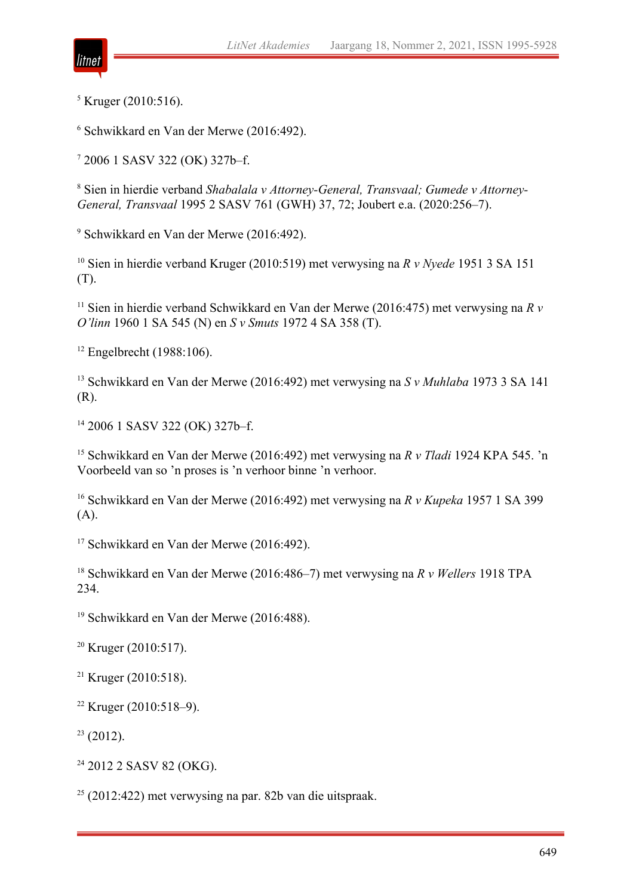[5] Kruger (2010:516).

[6] Schwikkard en Van der Merwe (2016:492).

[7] 2006 1 SASV 322 (OK) 327b–f.

[8] Sien in hierdie verband *Shabalala v Attorney-General, Transvaal; Gumede v Attorney-General, Transvaal* 1995 2 SASV 761 (GWH) 37, 72; Joubert e.a. (2020:256–7).

[9] Schwikkard en Van der Merwe (2016:492).

[10] Sien in hierdie verband Kruger (2010:519) met verwysing na *R v Nyede* 1951 3 SA 151 (T).

[11] Sien in hierdie verband Schwikkard en Van der Merwe (2016:475) met verwysing na *R v O'linn* 1960 1 SA 545 (N) en *S v Smuts* 1972 4 SA 358 (T).

[12] Engelbrecht (1988:106).

[13] Schwikkard en Van der Merwe (2016:492) met verwysing na *S v Muhlaba* 1973 3 SA 141 (R).

[14] 2006 1 SASV 322 (OK) 327b–f.

[15] Schwikkard en Van der Merwe (2016:492) met verwysing na *R v Tladi* 1924 KPA 545. 'n Voorbeeld van so 'n proses is 'n verhoor binne 'n verhoor.

[16] Schwikkard en Van der Merwe (2016:492) met verwysing na *R v Kupeka* 1957 1 SA 399 (A).

[17] Schwikkard en Van der Merwe (2016:492).

[18] Schwikkard en Van der Merwe (2016:486–7) met verwysing na *R v Wellers* 1918 TPA 234.

[19] Schwikkard en Van der Merwe (2016:488).

[20] Kruger (2010:517).

[21] Kruger (2010:518).

[22] Kruger (2010:518–9).

[23] (2012).

[24] 2012 2 SASV 82 (OKG).

[25] (2012:422) met verwysing na par. 82b van die uitspraak.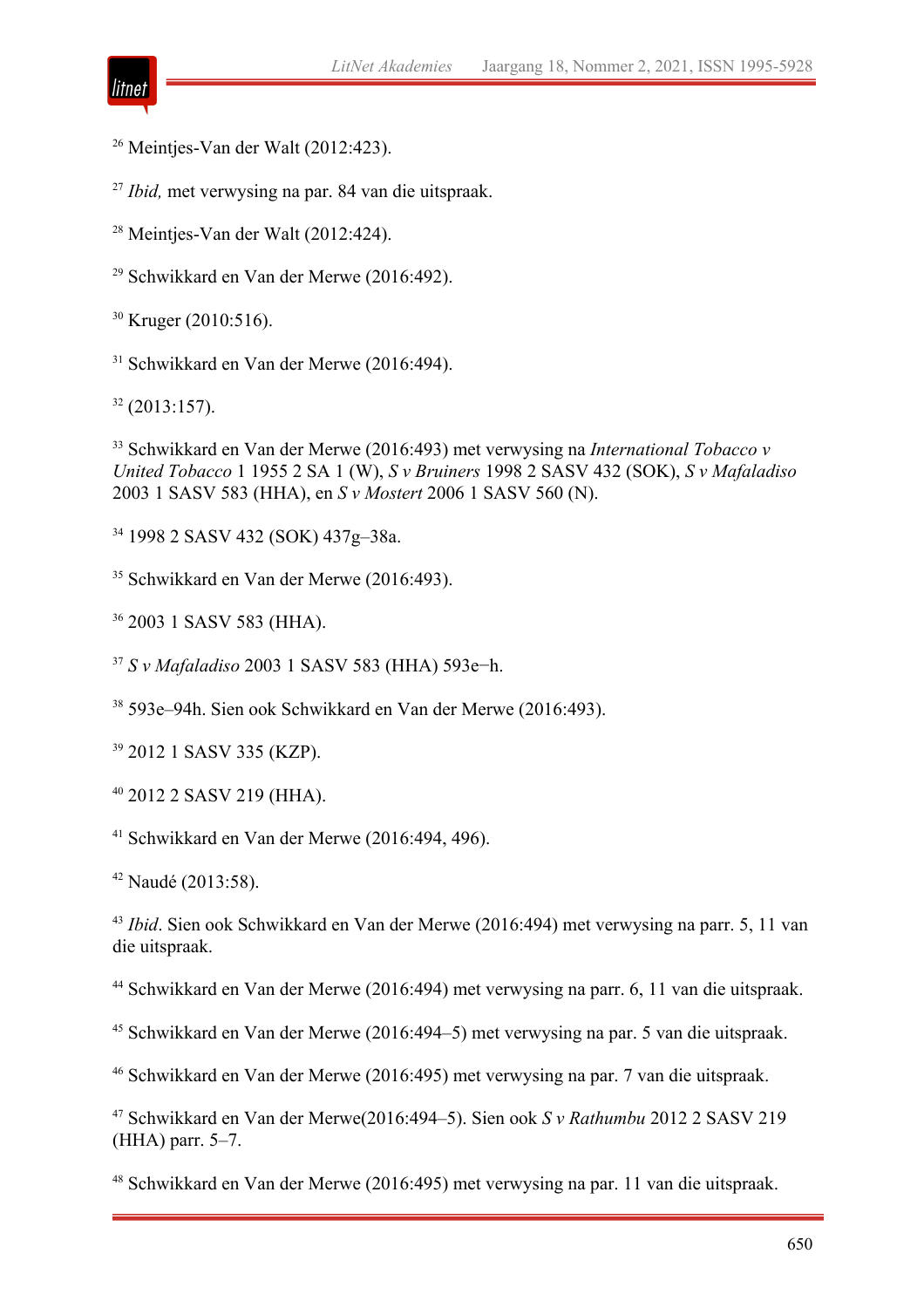[26] Meintjes-Van der Walt (2012:423).

[27] *Ibid,* met verwysing na par. 84 van die uitspraak.

[28] Meintjes-Van der Walt (2012:424).

[29] Schwikkard en Van der Merwe (2016:492).

[30] Kruger (2010:516).

[31] Schwikkard en Van der Merwe (2016:494).

[32] (2013:157).

[33] Schwikkard en Van der Merwe (2016:493) met verwysing na *International Tobacco v United Tobacco* 1 1955 2 SA 1 (W), *S v Bruiners* 1998 2 SASV 432 (SOK), *S v Mafaladiso* 2003 1 SASV 583 (HHA), en *S v Mostert* 2006 1 SASV 560 (N).

[34] 1998 2 SASV 432 (SOK) 437g–38a.

[35] Schwikkard en Van der Merwe (2016:493).

[36] 2003 1 SASV 583 (HHA).

[37] *S v Mafaladiso* 2003 1 SASV 583 (HHA) 593e−h.

[38] 593e–94h. Sien ook Schwikkard en Van der Merwe (2016:493).

[39] 2012 1 SASV 335 (KZP).

[40] 2012 2 SASV 219 (HHA).

[41] Schwikkard en Van der Merwe (2016:494, 496).

[42] Naudé (2013:58).

[43] *Ibid*. Sien ook Schwikkard en Van der Merwe (2016:494) met verwysing na parr. 5, 11 van die uitspraak.

[44] Schwikkard en Van der Merwe (2016:494) met verwysing na parr. 6, 11 van die uitspraak.

[45] Schwikkard en Van der Merwe (2016:494–5) met verwysing na par. 5 van die uitspraak.

[46] Schwikkard en Van der Merwe (2016:495) met verwysing na par. 7 van die uitspraak.

[47] Schwikkard en Van der Merwe(2016:494–5). Sien ook *S v Rathumbu* 2012 2 SASV 219 (HHA) parr. 5–7.

[48] Schwikkard en Van der Merwe (2016:495) met verwysing na par. 11 van die uitspraak.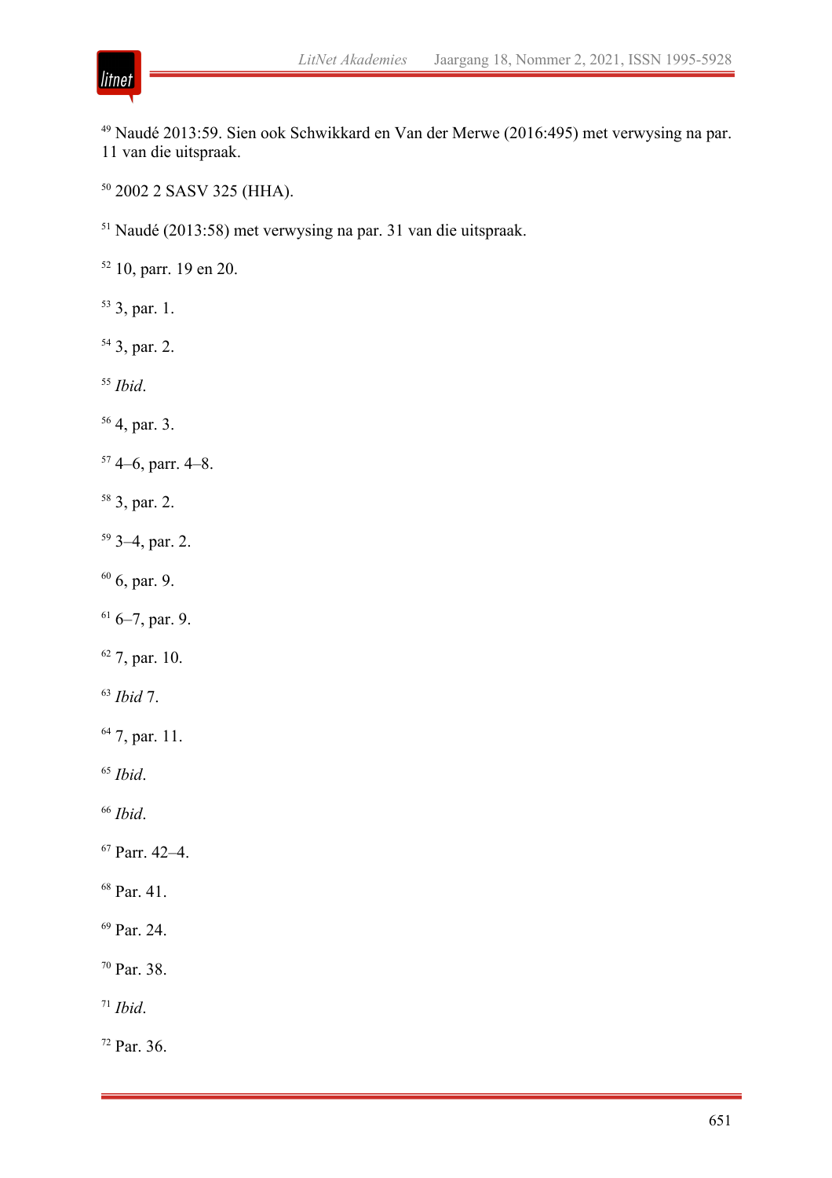[49] Naudé 2013:59. Sien ook Schwikkard en Van der Merwe (2016:495) met verwysing na par. 11 van die uitspraak.

[50] 2002 2 SASV 325 (HHA).

[51] Naudé (2013:58) met verwysing na par. 31 van die uitspraak.

[52] 10, parr. 19 en 20.

[53] 3, par. 1.

[54] 3, par. 2.

[55] *Ibid*.

[56] 4, par. 3.

[57] 4–6, parr. 4–8.

[58] 3, par. 2.

[59] 3–4, par. 2.

[60] 6, par. 9.

[61] 6–7, par. 9.

[62] 7, par. 10.

[63] *Ibid* 7.

[64] 7, par. 11.

[65] *Ibid*.

[66] *Ibid*.

[67] Parr. 42–4.

[68] Par. 41.

[69] Par. 24.

[70] Par. 38.

[71] *Ibid*.

[72] Par. 36.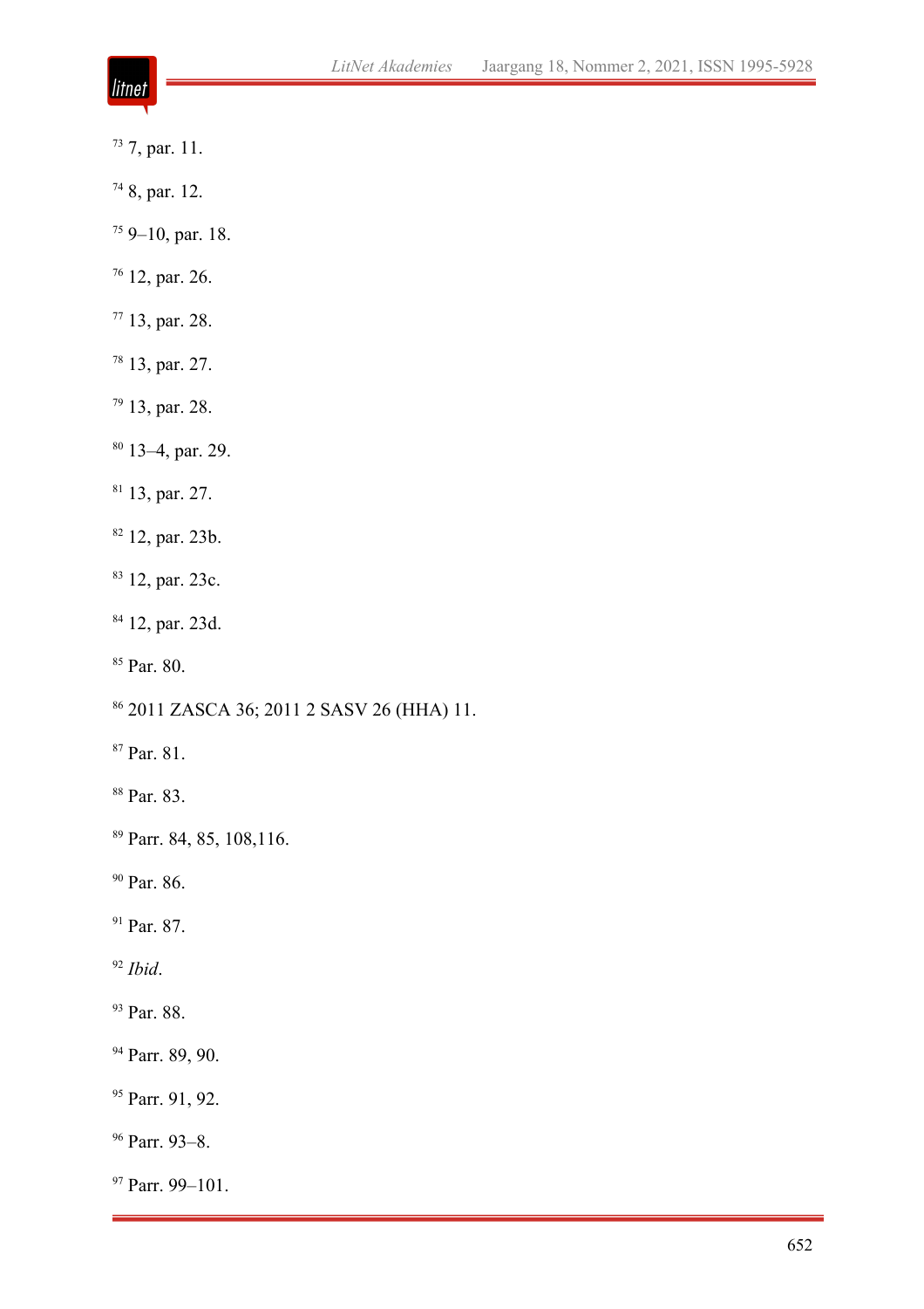[73] 7, par. 11.

[74] 8, par. 12.

[75] 9–10, par. 18.

[76] 12, par. 26.

[77] 13, par. 28.

[78] 13, par. 27.

[79] 13, par. 28.

[80] 13–4, par. 29.

[81] 13, par. 27.

[82] 12, par. 23b.

[83] 12, par. 23c.

[84] 12, par. 23d.

[85] Par. 80.

[86] 2011 ZASCA 36; 2011 2 SASV 26 (HHA) 11.

[87] Par. 81.

[88] Par. 83.

[89] Parr. 84, 85, 108,116.

[90] Par. 86.

[91] Par. 87.

[92] *Ibid*.

[93] Par. 88.

[94] Parr. 89, 90.

[95] Parr. 91, 92.

[96] Parr. 93–8.

[97] Parr. 99–101.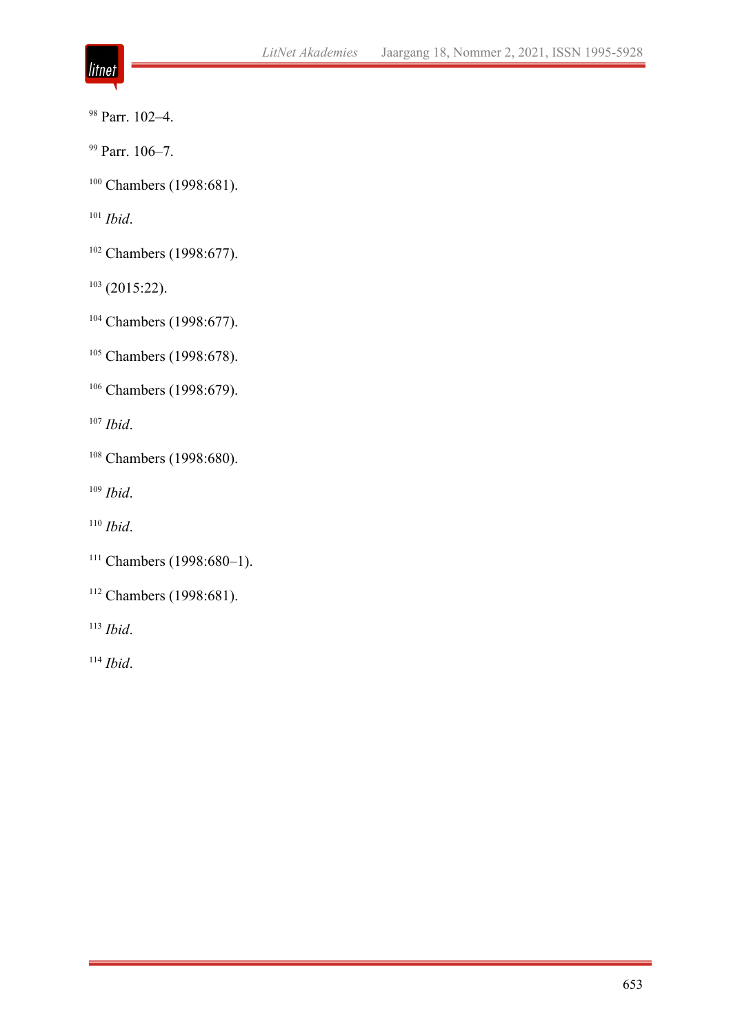[98] Parr. 102–4.

[99] Parr. 106–7.

[100] Chambers (1998:681).

[101] *Ibid*.

[102] Chambers (1998:677).

[103] (2015:22).

[104] Chambers (1998:677).

[105] Chambers (1998:678).

[106] Chambers (1998:679).

[107] *Ibid*.

[108] Chambers (1998:680).

[109] *Ibid*.

[110] *Ibid*.

[111] Chambers (1998:680–1).

[112] Chambers (1998:681).

[113] *Ibid*.

[114] *Ibid*.